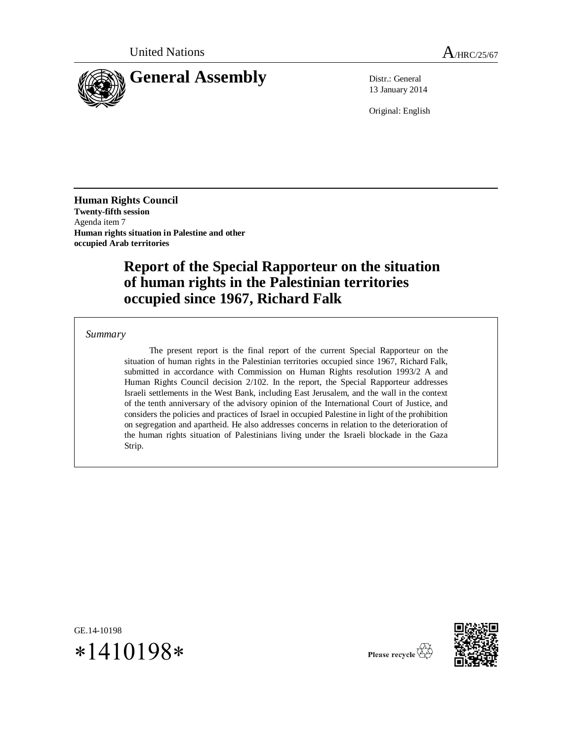United Nations

A/HRC/25/67

# General Assembly

Distr.: General
13 January 2014

Original: English

**Human Rights Council**
**Twenty-fifth session**
Agenda item 7
**Human rights situation in Palestine and other occupied Arab territories**

# Report of the Special Rapporteur on the situation of human rights in the Palestinian territories occupied since 1967, Richard Falk

*Summary*

The present report is the final report of the current Special Rapporteur on the situation of human rights in the Palestinian territories occupied since 1967, Richard Falk, submitted in accordance with Commission on Human Rights resolution 1993/2 A and Human Rights Council decision 2/102. In the report, the Special Rapporteur addresses Israeli settlements in the West Bank, including East Jerusalem, and the wall in the context of the tenth anniversary of the advisory opinion of the International Court of Justice, and considers the policies and practices of Israel in occupied Palestine in light of the prohibition on segregation and apartheid. He also addresses concerns in relation to the deterioration of the human rights situation of Palestinians living under the Israeli blockade in the Gaza Strip.

GE.14-10198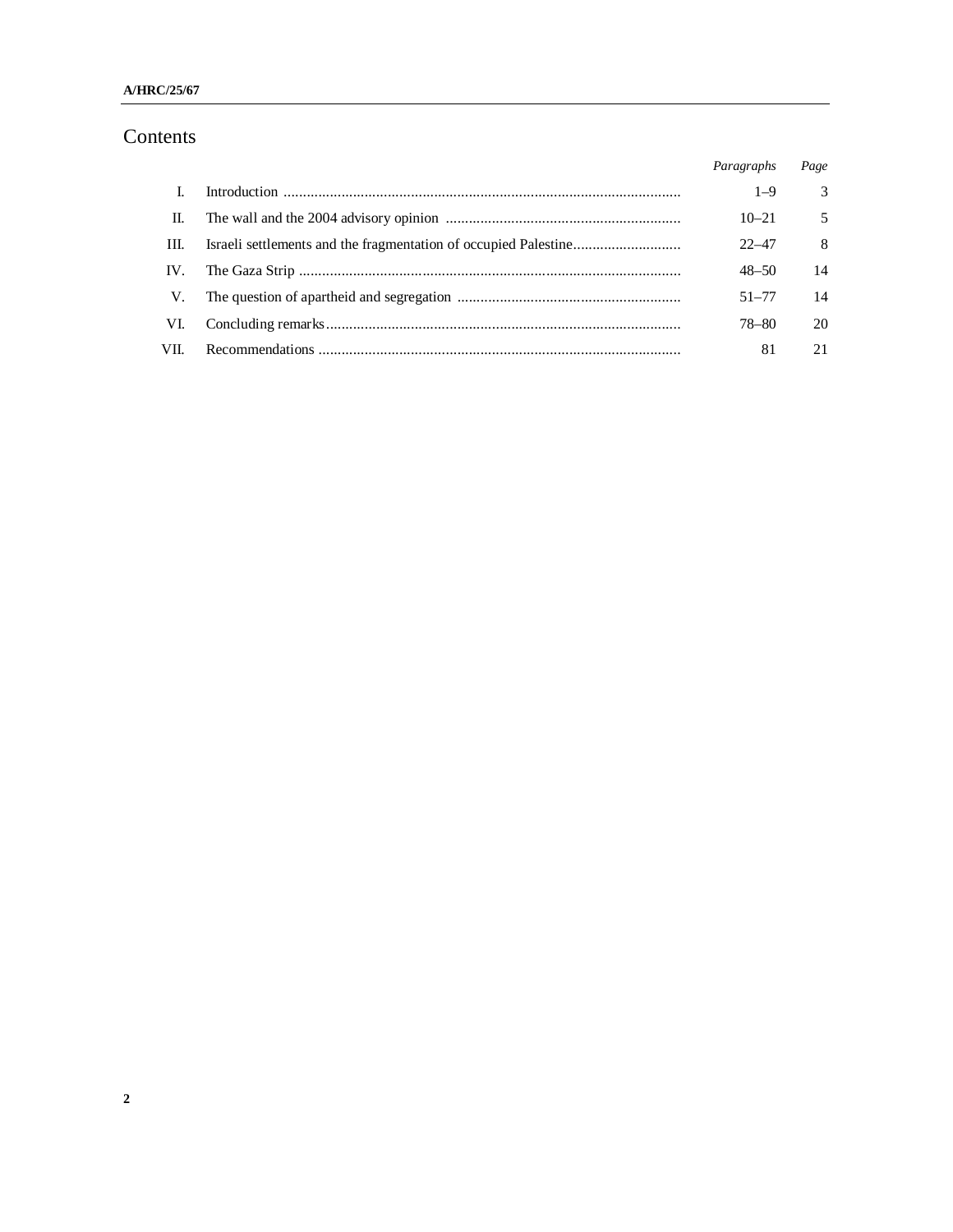# Contents

| | | *Paragraphs* | *Page* |
|---|---|---|---|
| I. | Introduction | 1–9 | 3 |
| II. | The wall and the 2004 advisory opinion | 10–21 | 5 |
| III. | Israeli settlements and the fragmentation of occupied Palestine | 22–47 | 8 |
| IV. | The Gaza Strip | 48–50 | 14 |
| V. | The question of apartheid and segregation | 51–77 | 14 |
| VI. | Concluding remarks | 78–80 | 20 |
| VII. | Recommendations | 81 | 21 |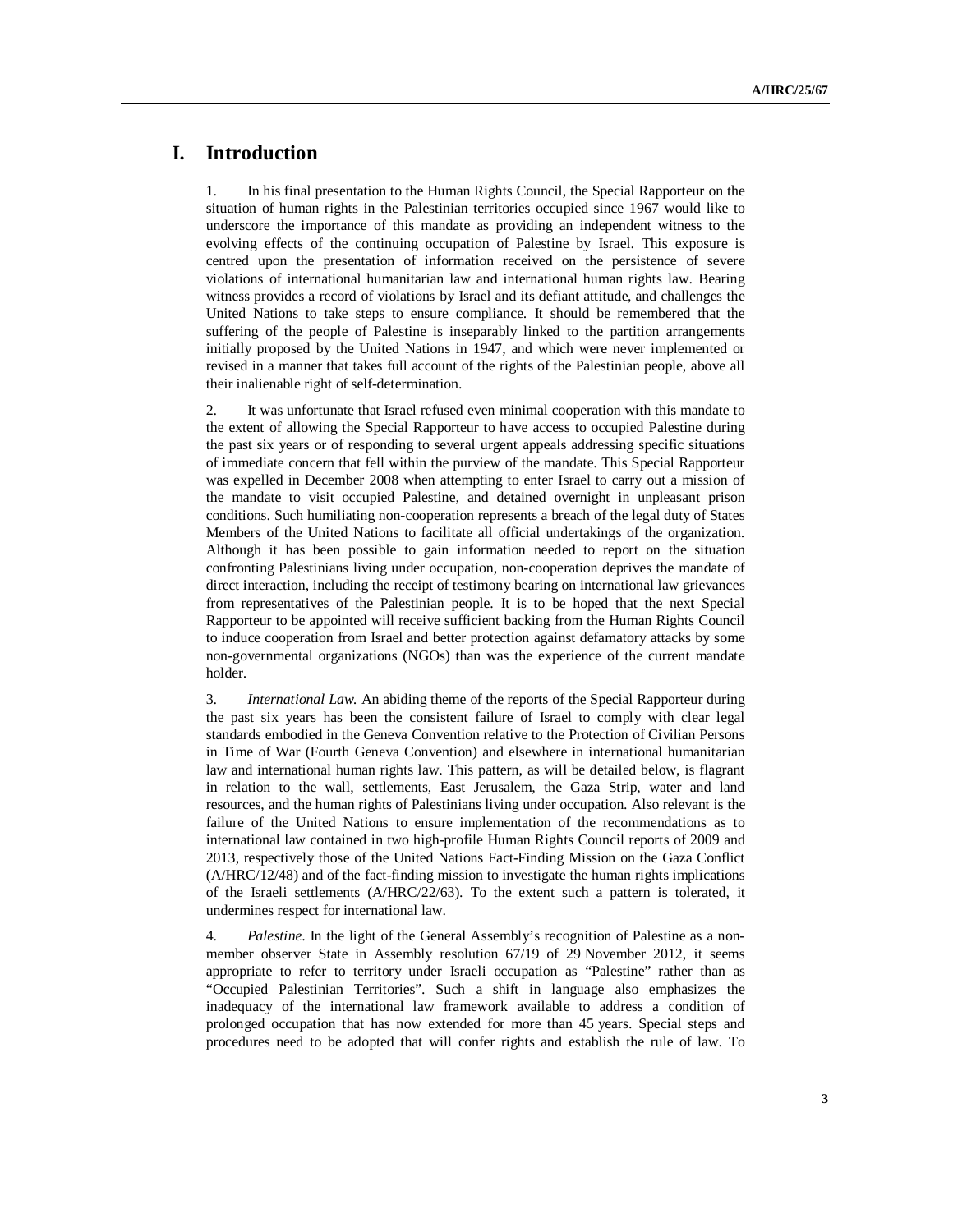# I. Introduction

1. In his final presentation to the Human Rights Council, the Special Rapporteur on the situation of human rights in the Palestinian territories occupied since 1967 would like to underscore the importance of this mandate as providing an independent witness to the evolving effects of the continuing occupation of Palestine by Israel. This exposure is centred upon the presentation of information received on the persistence of severe violations of international humanitarian law and international human rights law. Bearing witness provides a record of violations by Israel and its defiant attitude, and challenges the United Nations to take steps to ensure compliance. It should be remembered that the suffering of the people of Palestine is inseparably linked to the partition arrangements initially proposed by the United Nations in 1947, and which were never implemented or revised in a manner that takes full account of the rights of the Palestinian people, above all their inalienable right of self-determination.

2. It was unfortunate that Israel refused even minimal cooperation with this mandate to the extent of allowing the Special Rapporteur to have access to occupied Palestine during the past six years or of responding to several urgent appeals addressing specific situations of immediate concern that fell within the purview of the mandate. This Special Rapporteur was expelled in December 2008 when attempting to enter Israel to carry out a mission of the mandate to visit occupied Palestine, and detained overnight in unpleasant prison conditions. Such humiliating non-cooperation represents a breach of the legal duty of States Members of the United Nations to facilitate all official undertakings of the organization. Although it has been possible to gain information needed to report on the situation confronting Palestinians living under occupation, non-cooperation deprives the mandate of direct interaction, including the receipt of testimony bearing on international law grievances from representatives of the Palestinian people. It is to be hoped that the next Special Rapporteur to be appointed will receive sufficient backing from the Human Rights Council to induce cooperation from Israel and better protection against defamatory attacks by some non-governmental organizations (NGOs) than was the experience of the current mandate holder.

3. *International Law.* An abiding theme of the reports of the Special Rapporteur during the past six years has been the consistent failure of Israel to comply with clear legal standards embodied in the Geneva Convention relative to the Protection of Civilian Persons in Time of War (Fourth Geneva Convention) and elsewhere in international humanitarian law and international human rights law. This pattern, as will be detailed below, is flagrant in relation to the wall, settlements, East Jerusalem, the Gaza Strip, water and land resources, and the human rights of Palestinians living under occupation. Also relevant is the failure of the United Nations to ensure implementation of the recommendations as to international law contained in two high-profile Human Rights Council reports of 2009 and 2013, respectively those of the United Nations Fact-Finding Mission on the Gaza Conflict (A/HRC/12/48) and of the fact-finding mission to investigate the human rights implications of the Israeli settlements (A/HRC/22/63). To the extent such a pattern is tolerated, it undermines respect for international law.

4. *Palestine.* In the light of the General Assembly's recognition of Palestine as a non-member observer State in Assembly resolution 67/19 of 29 November 2012, it seems appropriate to refer to territory under Israeli occupation as "Palestine" rather than as "Occupied Palestinian Territories". Such a shift in language also emphasizes the inadequacy of the international law framework available to address a condition of prolonged occupation that has now extended for more than 45 years. Special steps and procedures need to be adopted that will confer rights and establish the rule of law. To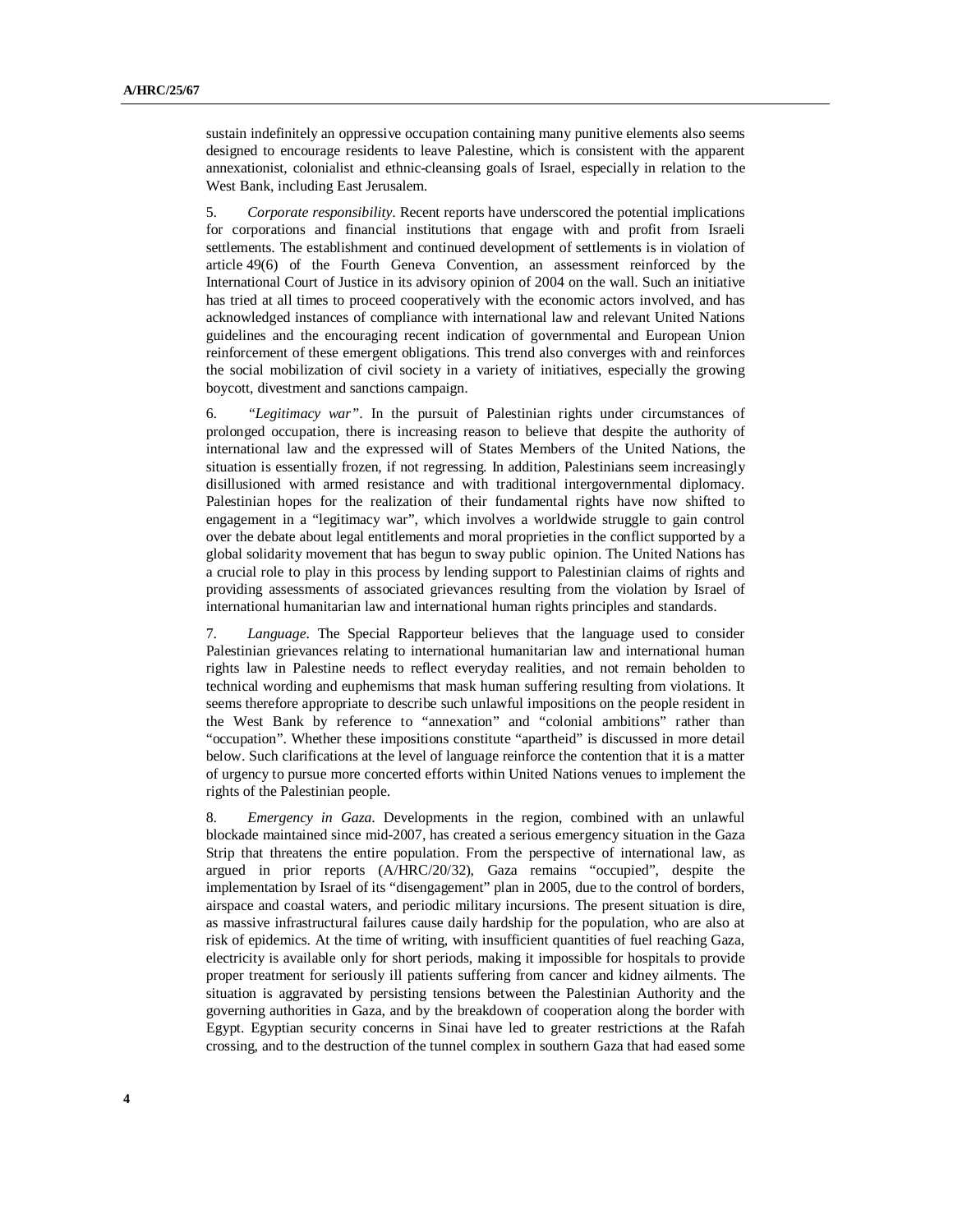sustain indefinitely an oppressive occupation containing many punitive elements also seems designed to encourage residents to leave Palestine, which is consistent with the apparent annexationist, colonialist and ethnic-cleansing goals of Israel, especially in relation to the West Bank, including East Jerusalem.

5. *Corporate responsibility*. Recent reports have underscored the potential implications for corporations and financial institutions that engage with and profit from Israeli settlements. The establishment and continued development of settlements is in violation of article 49(6) of the Fourth Geneva Convention, an assessment reinforced by the International Court of Justice in its advisory opinion of 2004 on the wall. Such an initiative has tried at all times to proceed cooperatively with the economic actors involved, and has acknowledged instances of compliance with international law and relevant United Nations guidelines and the encouraging recent indication of governmental and European Union reinforcement of these emergent obligations. This trend also converges with and reinforces the social mobilization of civil society in a variety of initiatives, especially the growing boycott, divestment and sanctions campaign.

6. *"Legitimacy war"*. In the pursuit of Palestinian rights under circumstances of prolonged occupation, there is increasing reason to believe that despite the authority of international law and the expressed will of States Members of the United Nations, the situation is essentially frozen, if not regressing. In addition, Palestinians seem increasingly disillusioned with armed resistance and with traditional intergovernmental diplomacy. Palestinian hopes for the realization of their fundamental rights have now shifted to engagement in a "legitimacy war", which involves a worldwide struggle to gain control over the debate about legal entitlements and moral proprieties in the conflict supported by a global solidarity movement that has begun to sway public opinion. The United Nations has a crucial role to play in this process by lending support to Palestinian claims of rights and providing assessments of associated grievances resulting from the violation by Israel of international humanitarian law and international human rights principles and standards.

7. *Language*. The Special Rapporteur believes that the language used to consider Palestinian grievances relating to international humanitarian law and international human rights law in Palestine needs to reflect everyday realities, and not remain beholden to technical wording and euphemisms that mask human suffering resulting from violations. It seems therefore appropriate to describe such unlawful impositions on the people resident in the West Bank by reference to "annexation" and "colonial ambitions" rather than "occupation". Whether these impositions constitute "apartheid" is discussed in more detail below. Such clarifications at the level of language reinforce the contention that it is a matter of urgency to pursue more concerted efforts within United Nations venues to implement the rights of the Palestinian people.

8. *Emergency in Gaza*. Developments in the region, combined with an unlawful blockade maintained since mid-2007, has created a serious emergency situation in the Gaza Strip that threatens the entire population. From the perspective of international law, as argued in prior reports (A/HRC/20/32), Gaza remains "occupied", despite the implementation by Israel of its "disengagement" plan in 2005, due to the control of borders, airspace and coastal waters, and periodic military incursions. The present situation is dire, as massive infrastructural failures cause daily hardship for the population, who are also at risk of epidemics. At the time of writing, with insufficient quantities of fuel reaching Gaza, electricity is available only for short periods, making it impossible for hospitals to provide proper treatment for seriously ill patients suffering from cancer and kidney ailments. The situation is aggravated by persisting tensions between the Palestinian Authority and the governing authorities in Gaza, and by the breakdown of cooperation along the border with Egypt. Egyptian security concerns in Sinai have led to greater restrictions at the Rafah crossing, and to the destruction of the tunnel complex in southern Gaza that had eased some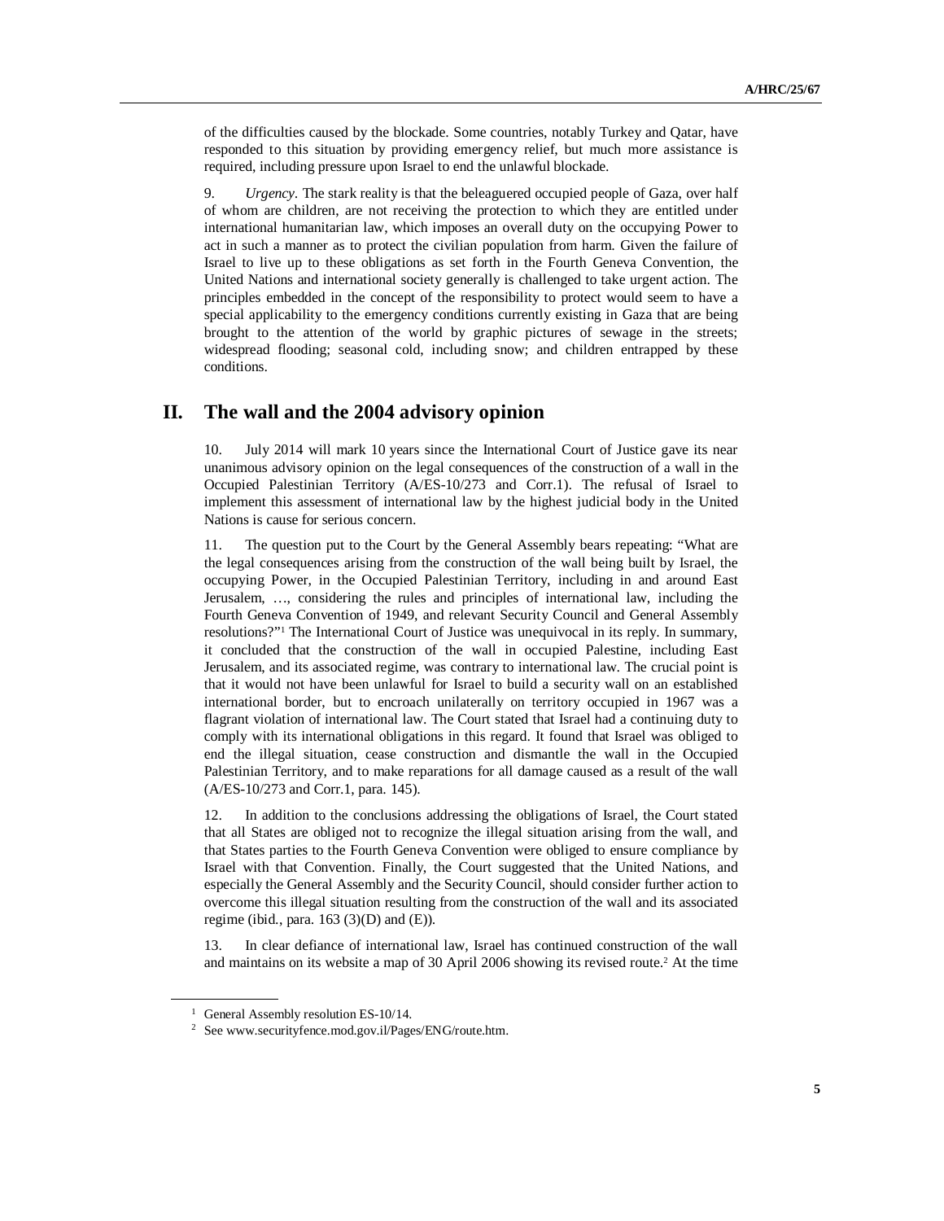of the difficulties caused by the blockade. Some countries, notably Turkey and Qatar, have responded to this situation by providing emergency relief, but much more assistance is required, including pressure upon Israel to end the unlawful blockade.

9. *Urgency*. The stark reality is that the beleaguered occupied people of Gaza, over half of whom are children, are not receiving the protection to which they are entitled under international humanitarian law, which imposes an overall duty on the occupying Power to act in such a manner as to protect the civilian population from harm. Given the failure of Israel to live up to these obligations as set forth in the Fourth Geneva Convention, the United Nations and international society generally is challenged to take urgent action. The principles embedded in the concept of the responsibility to protect would seem to have a special applicability to the emergency conditions currently existing in Gaza that are being brought to the attention of the world by graphic pictures of sewage in the streets; widespread flooding; seasonal cold, including snow; and children entrapped by these conditions.

## II. The wall and the 2004 advisory opinion

10. July 2014 will mark 10 years since the International Court of Justice gave its near unanimous advisory opinion on the legal consequences of the construction of a wall in the Occupied Palestinian Territory (A/ES-10/273 and Corr.1). The refusal of Israel to implement this assessment of international law by the highest judicial body in the United Nations is cause for serious concern.

11. The question put to the Court by the General Assembly bears repeating: "What are the legal consequences arising from the construction of the wall being built by Israel, the occupying Power, in the Occupied Palestinian Territory, including in and around East Jerusalem, …, considering the rules and principles of international law, including the Fourth Geneva Convention of 1949, and relevant Security Council and General Assembly resolutions?"[1] The International Court of Justice was unequivocal in its reply. In summary, it concluded that the construction of the wall in occupied Palestine, including East Jerusalem, and its associated regime, was contrary to international law. The crucial point is that it would not have been unlawful for Israel to build a security wall on an established international border, but to encroach unilaterally on territory occupied in 1967 was a flagrant violation of international law. The Court stated that Israel had a continuing duty to comply with its international obligations in this regard. It found that Israel was obliged to end the illegal situation, cease construction and dismantle the wall in the Occupied Palestinian Territory, and to make reparations for all damage caused as a result of the wall (A/ES-10/273 and Corr.1, para. 145).

12. In addition to the conclusions addressing the obligations of Israel, the Court stated that all States are obliged not to recognize the illegal situation arising from the wall, and that States parties to the Fourth Geneva Convention were obliged to ensure compliance by Israel with that Convention. Finally, the Court suggested that the United Nations, and especially the General Assembly and the Security Council, should consider further action to overcome this illegal situation resulting from the construction of the wall and its associated regime (ibid., para. 163 (3)(D) and (E)).

13. In clear defiance of international law, Israel has continued construction of the wall and maintains on its website a map of 30 April 2006 showing its revised route.[2] At the time

---

[1] General Assembly resolution ES-10/14.

[2] See www.securityfence.mod.gov.il/Pages/ENG/route.htm.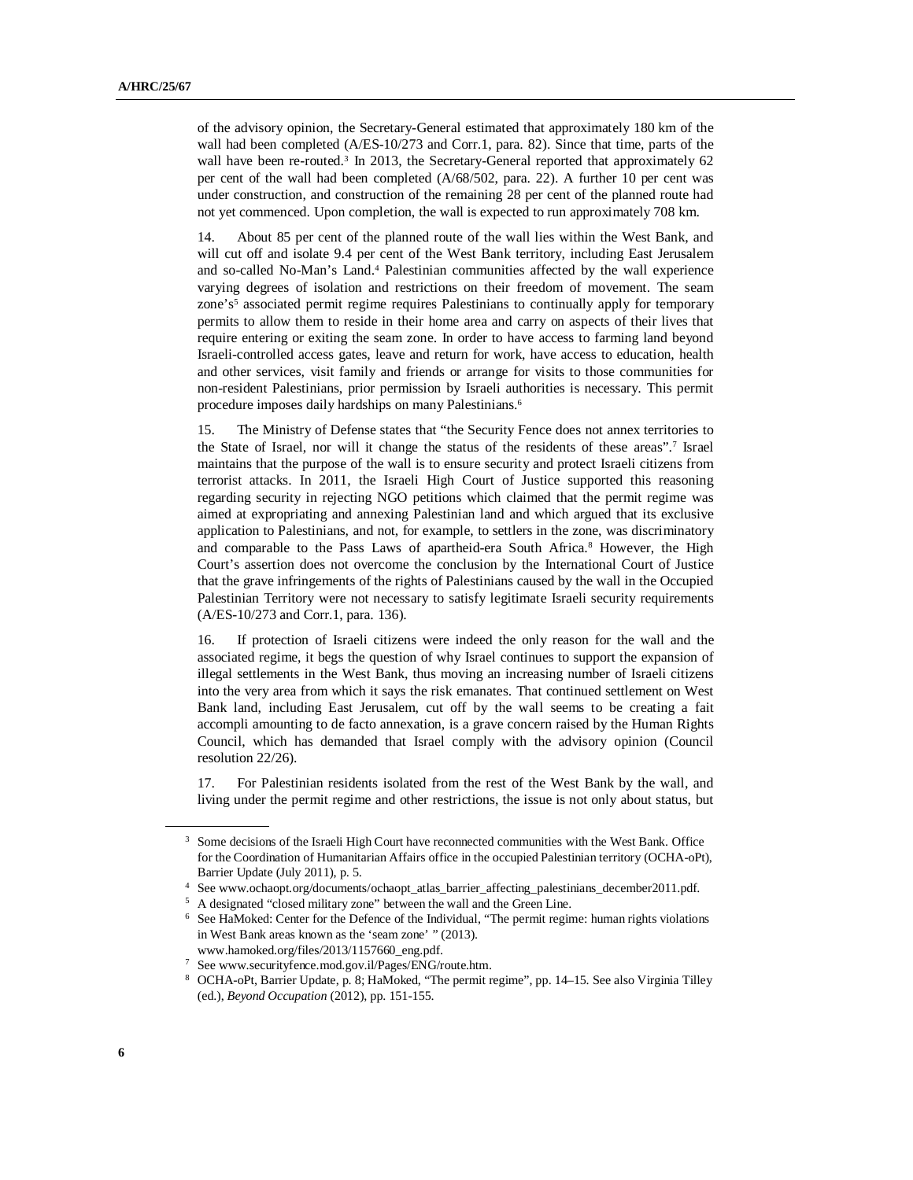of the advisory opinion, the Secretary-General estimated that approximately 180 km of the wall had been completed (A/ES-10/273 and Corr.1, para. 82). Since that time, parts of the wall have been re-routed.[3] In 2013, the Secretary-General reported that approximately 62 per cent of the wall had been completed (A/68/502, para. 22). A further 10 per cent was under construction, and construction of the remaining 28 per cent of the planned route had not yet commenced. Upon completion, the wall is expected to run approximately 708 km.

14. About 85 per cent of the planned route of the wall lies within the West Bank, and will cut off and isolate 9.4 per cent of the West Bank territory, including East Jerusalem and so-called No-Man's Land.[4] Palestinian communities affected by the wall experience varying degrees of isolation and restrictions on their freedom of movement. The seam zone's[5] associated permit regime requires Palestinians to continually apply for temporary permits to allow them to reside in their home area and carry on aspects of their lives that require entering or exiting the seam zone. In order to have access to farming land beyond Israeli-controlled access gates, leave and return for work, have access to education, health and other services, visit family and friends or arrange for visits to those communities for non-resident Palestinians, prior permission by Israeli authorities is necessary. This permit procedure imposes daily hardships on many Palestinians.[6]

15. The Ministry of Defense states that "the Security Fence does not annex territories to the State of Israel, nor will it change the status of the residents of these areas".[7] Israel maintains that the purpose of the wall is to ensure security and protect Israeli citizens from terrorist attacks. In 2011, the Israeli High Court of Justice supported this reasoning regarding security in rejecting NGO petitions which claimed that the permit regime was aimed at expropriating and annexing Palestinian land and which argued that its exclusive application to Palestinians, and not, for example, to settlers in the zone, was discriminatory and comparable to the Pass Laws of apartheid-era South Africa.[8] However, the High Court's assertion does not overcome the conclusion by the International Court of Justice that the grave infringements of the rights of Palestinians caused by the wall in the Occupied Palestinian Territory were not necessary to satisfy legitimate Israeli security requirements (A/ES-10/273 and Corr.1, para. 136).

16. If protection of Israeli citizens were indeed the only reason for the wall and the associated regime, it begs the question of why Israel continues to support the expansion of illegal settlements in the West Bank, thus moving an increasing number of Israeli citizens into the very area from which it says the risk emanates. That continued settlement on West Bank land, including East Jerusalem, cut off by the wall seems to be creating a fait accompli amounting to de facto annexation, is a grave concern raised by the Human Rights Council, which has demanded that Israel comply with the advisory opinion (Council resolution 22/26).

17. For Palestinian residents isolated from the rest of the West Bank by the wall, and living under the permit regime and other restrictions, the issue is not only about status, but

---

[3] Some decisions of the Israeli High Court have reconnected communities with the West Bank. Office for the Coordination of Humanitarian Affairs office in the occupied Palestinian territory (OCHA-oPt), Barrier Update (July 2011), p. 5.

[4] See www.ochaopt.org/documents/ochaopt_atlas_barrier_affecting_palestinians_december2011.pdf.

[5] A designated "closed military zone" between the wall and the Green Line.

[6] See HaMoked: Center for the Defence of the Individual, "The permit regime: human rights violations in West Bank areas known as the 'seam zone' " (2013). www.hamoked.org/files/2013/1157660_eng.pdf.

[7] See www.securityfence.mod.gov.il/Pages/ENG/route.htm.

[8] OCHA-oPt, Barrier Update, p. 8; HaMoked, "The permit regime", pp. 14–15. See also Virginia Tilley (ed.), *Beyond Occupation* (2012), pp. 151-155.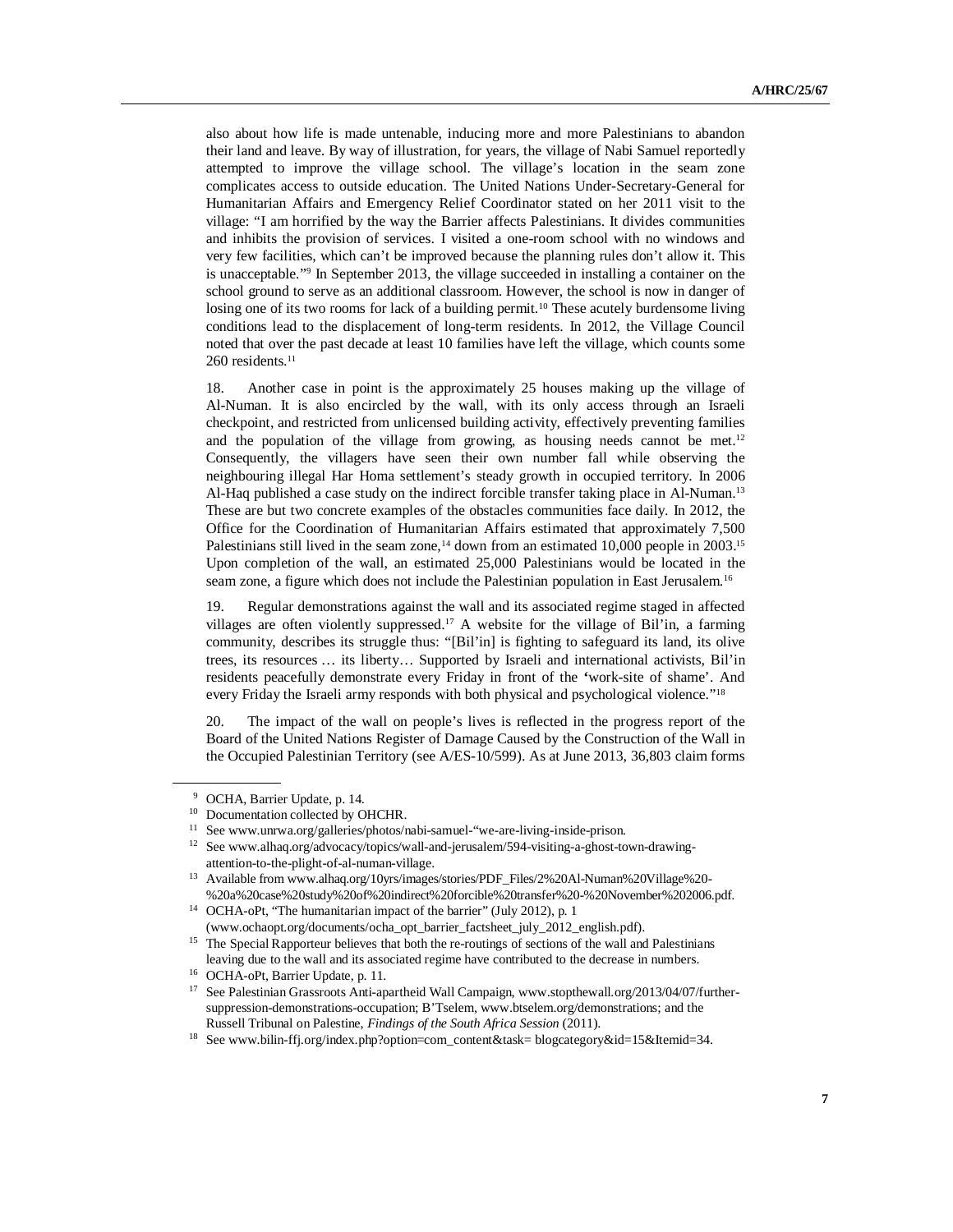also about how life is made untenable, inducing more and more Palestinians to abandon their land and leave. By way of illustration, for years, the village of Nabi Samuel reportedly attempted to improve the village school. The village's location in the seam zone complicates access to outside education. The United Nations Under-Secretary-General for Humanitarian Affairs and Emergency Relief Coordinator stated on her 2011 visit to the village: "I am horrified by the way the Barrier affects Palestinians. It divides communities and inhibits the provision of services. I visited a one-room school with no windows and very few facilities, which can't be improved because the planning rules don't allow it. This is unacceptable."[9] In September 2013, the village succeeded in installing a container on the school ground to serve as an additional classroom. However, the school is now in danger of losing one of its two rooms for lack of a building permit.[10] These acutely burdensome living conditions lead to the displacement of long-term residents. In 2012, the Village Council noted that over the past decade at least 10 families have left the village, which counts some 260 residents.[11]

18. Another case in point is the approximately 25 houses making up the village of Al-Numan. It is also encircled by the wall, with its only access through an Israeli checkpoint, and restricted from unlicensed building activity, effectively preventing families and the population of the village from growing, as housing needs cannot be met.[12] Consequently, the villagers have seen their own number fall while observing the neighbouring illegal Har Homa settlement's steady growth in occupied territory. In 2006 Al-Haq published a case study on the indirect forcible transfer taking place in Al-Numan.[13] These are but two concrete examples of the obstacles communities face daily. In 2012, the Office for the Coordination of Humanitarian Affairs estimated that approximately 7,500 Palestinians still lived in the seam zone,[14] down from an estimated 10,000 people in 2003.[15] Upon completion of the wall, an estimated 25,000 Palestinians would be located in the seam zone, a figure which does not include the Palestinian population in East Jerusalem.[16]

19. Regular demonstrations against the wall and its associated regime staged in affected villages are often violently suppressed.[17] A website for the village of Bil'in, a farming community, describes its struggle thus: "[Bil'in] is fighting to safeguard its land, its olive trees, its resources … its liberty… Supported by Israeli and international activists, Bil'in residents peacefully demonstrate every Friday in front of the 'work-site of shame'. And every Friday the Israeli army responds with both physical and psychological violence."[18]

20. The impact of the wall on people's lives is reflected in the progress report of the Board of the United Nations Register of Damage Caused by the Construction of the Wall in the Occupied Palestinian Territory (see A/ES-10/599). As at June 2013, 36,803 claim forms

---

[9] OCHA, Barrier Update, p. 14.

[10] Documentation collected by OHCHR.

[11] See www.unrwa.org/galleries/photos/nabi-samuel-"we-are-living-inside-prison.

[12] See www.alhaq.org/advocacy/topics/wall-and-jerusalem/594-visiting-a-ghost-town-drawing-attention-to-the-plight-of-al-numan-village.

[13] Available from www.alhaq.org/10yrs/images/stories/PDF_Files/2%20Al-Numan%20Village%20-%20a%20case%20study%20of%20indirect%20forcible%20transfer%20-%20November%202006.pdf.

[14] OCHA-oPt, "The humanitarian impact of the barrier" (July 2012), p. 1 (www.ochaopt.org/documents/ocha_opt_barrier_factsheet_july_2012_english.pdf).

[15] The Special Rapporteur believes that both the re-routings of sections of the wall and Palestinians leaving due to the wall and its associated regime have contributed to the decrease in numbers.

[16] OCHA-oPt, Barrier Update, p. 11.

[17] See Palestinian Grassroots Anti-apartheid Wall Campaign, www.stopthewall.org/2013/04/07/further-suppression-demonstrations-occupation; B'Tselem, www.btselem.org/demonstrations; and the Russell Tribunal on Palestine, *Findings of the South Africa Session* (2011).

[18] See www.bilin-ffj.org/index.php?option=com_content&task= blogcategory&id=15&Itemid=34.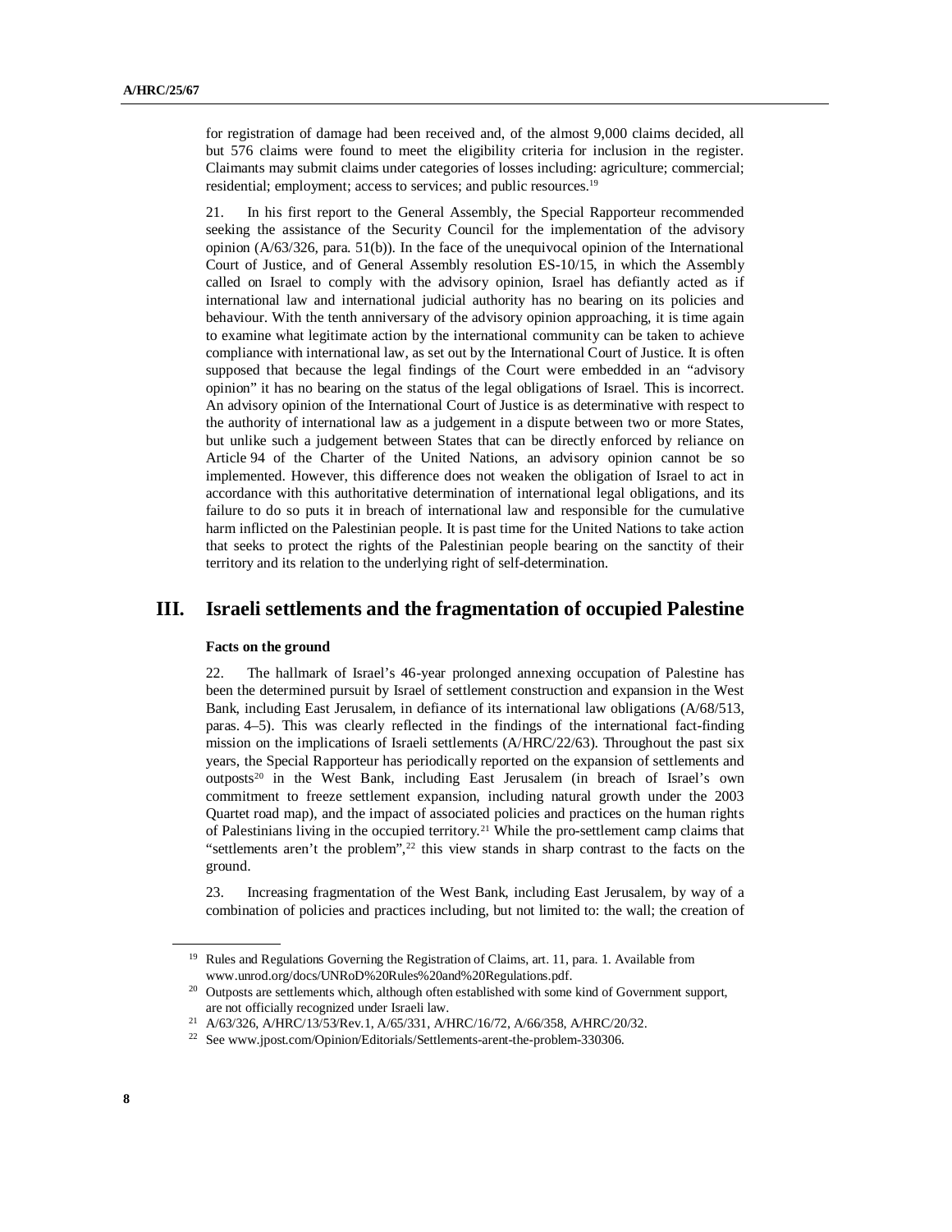for registration of damage had been received and, of the almost 9,000 claims decided, all but 576 claims were found to meet the eligibility criteria for inclusion in the register. Claimants may submit claims under categories of losses including: agriculture; commercial; residential; employment; access to services; and public resources.[19]

21. In his first report to the General Assembly, the Special Rapporteur recommended seeking the assistance of the Security Council for the implementation of the advisory opinion (A/63/326, para. 51(b)). In the face of the unequivocal opinion of the International Court of Justice, and of General Assembly resolution ES-10/15, in which the Assembly called on Israel to comply with the advisory opinion, Israel has defiantly acted as if international law and international judicial authority has no bearing on its policies and behaviour. With the tenth anniversary of the advisory opinion approaching, it is time again to examine what legitimate action by the international community can be taken to achieve compliance with international law, as set out by the International Court of Justice. It is often supposed that because the legal findings of the Court were embedded in an "advisory opinion" it has no bearing on the status of the legal obligations of Israel. This is incorrect. An advisory opinion of the International Court of Justice is as determinative with respect to the authority of international law as a judgement in a dispute between two or more States, but unlike such a judgement between States that can be directly enforced by reliance on Article 94 of the Charter of the United Nations, an advisory opinion cannot be so implemented. However, this difference does not weaken the obligation of Israel to act in accordance with this authoritative determination of international legal obligations, and its failure to do so puts it in breach of international law and responsible for the cumulative harm inflicted on the Palestinian people. It is past time for the United Nations to take action that seeks to protect the rights of the Palestinian people bearing on the sanctity of their territory and its relation to the underlying right of self-determination.

## III. Israeli settlements and the fragmentation of occupied Palestine

**Facts on the ground**

22. The hallmark of Israel's 46-year prolonged annexing occupation of Palestine has been the determined pursuit by Israel of settlement construction and expansion in the West Bank, including East Jerusalem, in defiance of its international law obligations (A/68/513, paras. 4–5). This was clearly reflected in the findings of the international fact-finding mission on the implications of Israeli settlements (A/HRC/22/63). Throughout the past six years, the Special Rapporteur has periodically reported on the expansion of settlements and outposts[20] in the West Bank, including East Jerusalem (in breach of Israel's own commitment to freeze settlement expansion, including natural growth under the 2003 Quartet road map), and the impact of associated policies and practices on the human rights of Palestinians living in the occupied territory.[21] While the pro-settlement camp claims that "settlements aren't the problem",[22] this view stands in sharp contrast to the facts on the ground.

23. Increasing fragmentation of the West Bank, including East Jerusalem, by way of a combination of policies and practices including, but not limited to: the wall; the creation of

[19] Rules and Regulations Governing the Registration of Claims, art. 11, para. 1. Available from www.unrod.org/docs/UNRoD%20Rules%20and%20Regulations.pdf.

[20] Outposts are settlements which, although often established with some kind of Government support, are not officially recognized under Israeli law.

[21] A/63/326, A/HRC/13/53/Rev.1, A/65/331, A/HRC/16/72, A/66/358, A/HRC/20/32.

[22] See www.jpost.com/Opinion/Editorials/Settlements-arent-the-problem-330306.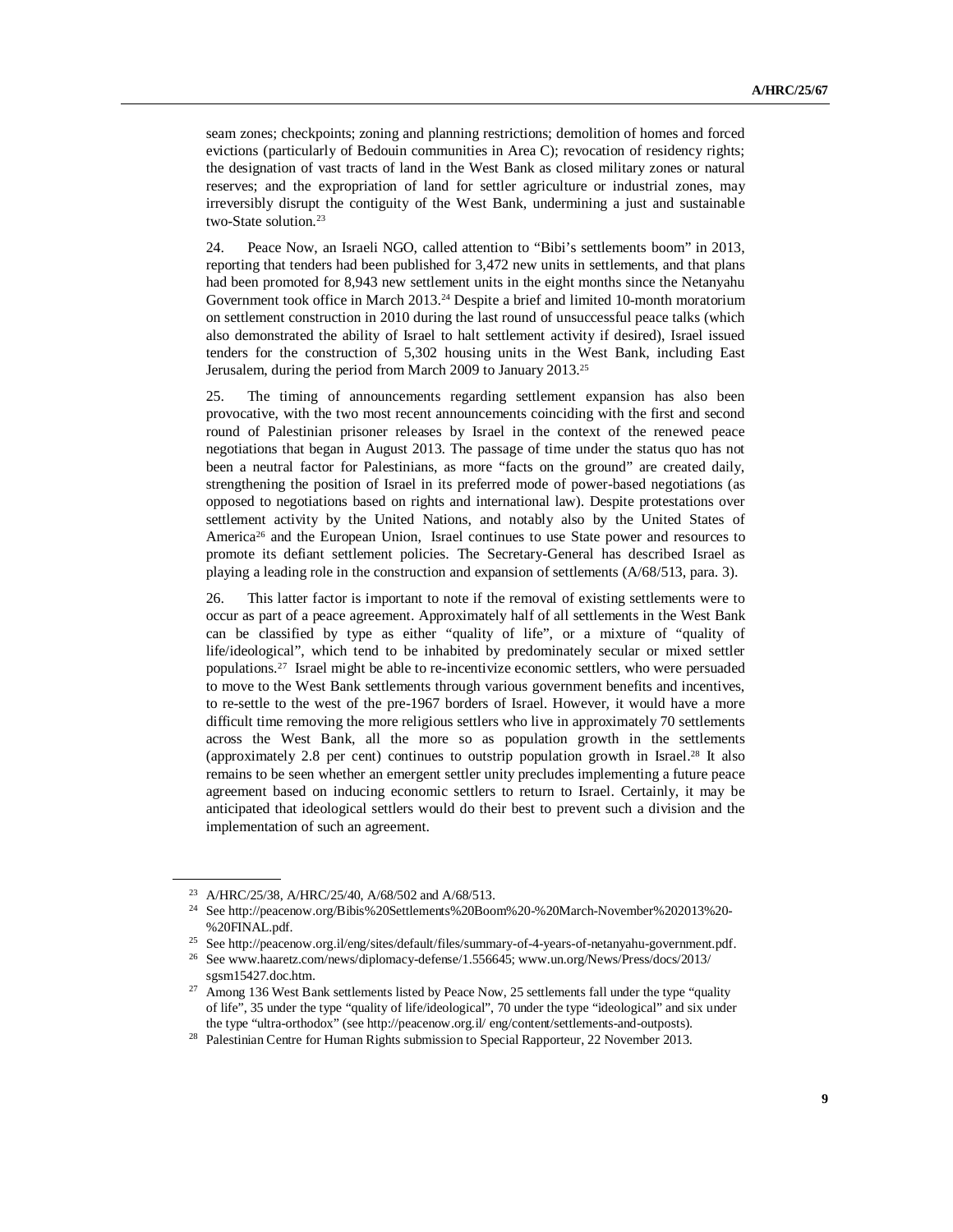seam zones; checkpoints; zoning and planning restrictions; demolition of homes and forced evictions (particularly of Bedouin communities in Area C); revocation of residency rights; the designation of vast tracts of land in the West Bank as closed military zones or natural reserves; and the expropriation of land for settler agriculture or industrial zones, may irreversibly disrupt the contiguity of the West Bank, undermining a just and sustainable two-State solution.[23]

24. Peace Now, an Israeli NGO, called attention to "Bibi's settlements boom" in 2013, reporting that tenders had been published for 3,472 new units in settlements, and that plans had been promoted for 8,943 new settlement units in the eight months since the Netanyahu Government took office in March 2013.[24] Despite a brief and limited 10-month moratorium on settlement construction in 2010 during the last round of unsuccessful peace talks (which also demonstrated the ability of Israel to halt settlement activity if desired), Israel issued tenders for the construction of 5,302 housing units in the West Bank, including East Jerusalem, during the period from March 2009 to January 2013.[25]

25. The timing of announcements regarding settlement expansion has also been provocative, with the two most recent announcements coinciding with the first and second round of Palestinian prisoner releases by Israel in the context of the renewed peace negotiations that began in August 2013. The passage of time under the status quo has not been a neutral factor for Palestinians, as more "facts on the ground" are created daily, strengthening the position of Israel in its preferred mode of power-based negotiations (as opposed to negotiations based on rights and international law). Despite protestations over settlement activity by the United Nations, and notably also by the United States of America[26] and the European Union, Israel continues to use State power and resources to promote its defiant settlement policies. The Secretary-General has described Israel as playing a leading role in the construction and expansion of settlements (A/68/513, para. 3).

26. This latter factor is important to note if the removal of existing settlements were to occur as part of a peace agreement. Approximately half of all settlements in the West Bank can be classified by type as either "quality of life", or a mixture of "quality of life/ideological", which tend to be inhabited by predominately secular or mixed settler populations.[27] Israel might be able to re-incentivize economic settlers, who were persuaded to move to the West Bank settlements through various government benefits and incentives, to re-settle to the west of the pre-1967 borders of Israel. However, it would have a more difficult time removing the more religious settlers who live in approximately 70 settlements across the West Bank, all the more so as population growth in the settlements (approximately 2.8 per cent) continues to outstrip population growth in Israel.[28] It also remains to be seen whether an emergent settler unity precludes implementing a future peace agreement based on inducing economic settlers to return to Israel. Certainly, it may be anticipated that ideological settlers would do their best to prevent such a division and the implementation of such an agreement.

---

[23] A/HRC/25/38, A/HRC/25/40, A/68/502 and A/68/513.

[24] See http://peacenow.org/Bibis%20Settlements%20Boom%20-%20March-November%202013%20-%20FINAL.pdf.

[25] See http://peacenow.org.il/eng/sites/default/files/summary-of-4-years-of-netanyahu-government.pdf.

[26] See www.haaretz.com/news/diplomacy-defense/1.556645; www.un.org/News/Press/docs/2013/sgsm15427.doc.htm.

[27] Among 136 West Bank settlements listed by Peace Now, 25 settlements fall under the type "quality of life", 35 under the type "quality of life/ideological", 70 under the type "ideological" and six under the type "ultra-orthodox" (see http://peacenow.org.il/ eng/content/settlements-and-outposts).

[28] Palestinian Centre for Human Rights submission to Special Rapporteur, 22 November 2013.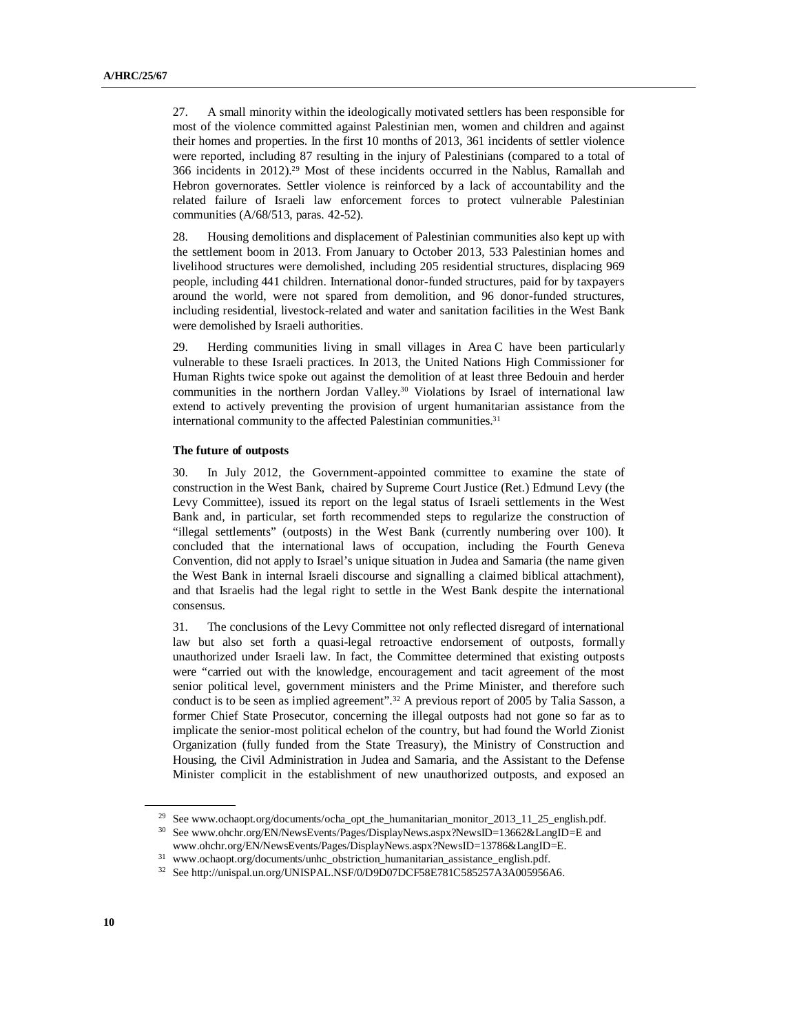27. A small minority within the ideologically motivated settlers has been responsible for most of the violence committed against Palestinian men, women and children and against their homes and properties. In the first 10 months of 2013, 361 incidents of settler violence were reported, including 87 resulting in the injury of Palestinians (compared to a total of 366 incidents in 2012).[29] Most of these incidents occurred in the Nablus, Ramallah and Hebron governorates. Settler violence is reinforced by a lack of accountability and the related failure of Israeli law enforcement forces to protect vulnerable Palestinian communities (A/68/513, paras. 42-52).

28. Housing demolitions and displacement of Palestinian communities also kept up with the settlement boom in 2013. From January to October 2013, 533 Palestinian homes and livelihood structures were demolished, including 205 residential structures, displacing 969 people, including 441 children. International donor-funded structures, paid for by taxpayers around the world, were not spared from demolition, and 96 donor-funded structures, including residential, livestock-related and water and sanitation facilities in the West Bank were demolished by Israeli authorities.

29. Herding communities living in small villages in Area C have been particularly vulnerable to these Israeli practices. In 2013, the United Nations High Commissioner for Human Rights twice spoke out against the demolition of at least three Bedouin and herder communities in the northern Jordan Valley.[30] Violations by Israel of international law extend to actively preventing the provision of urgent humanitarian assistance from the international community to the affected Palestinian communities.[31]

**The future of outposts**

30. In July 2012, the Government-appointed committee to examine the state of construction in the West Bank, chaired by Supreme Court Justice (Ret.) Edmund Levy (the Levy Committee), issued its report on the legal status of Israeli settlements in the West Bank and, in particular, set forth recommended steps to regularize the construction of "illegal settlements" (outposts) in the West Bank (currently numbering over 100). It concluded that the international laws of occupation, including the Fourth Geneva Convention, did not apply to Israel's unique situation in Judea and Samaria (the name given the West Bank in internal Israeli discourse and signalling a claimed biblical attachment), and that Israelis had the legal right to settle in the West Bank despite the international consensus.

31. The conclusions of the Levy Committee not only reflected disregard of international law but also set forth a quasi-legal retroactive endorsement of outposts, formally unauthorized under Israeli law. In fact, the Committee determined that existing outposts were "carried out with the knowledge, encouragement and tacit agreement of the most senior political level, government ministers and the Prime Minister, and therefore such conduct is to be seen as implied agreement".[32] A previous report of 2005 by Talia Sasson, a former Chief State Prosecutor, concerning the illegal outposts had not gone so far as to implicate the senior-most political echelon of the country, but had found the World Zionist Organization (fully funded from the State Treasury), the Ministry of Construction and Housing, the Civil Administration in Judea and Samaria, and the Assistant to the Defense Minister complicit in the establishment of new unauthorized outposts, and exposed an

---

[29] See www.ochaopt.org/documents/ocha_opt_the_humanitarian_monitor_2013_11_25_english.pdf.

[30] See www.ohchr.org/EN/NewsEvents/Pages/DisplayNews.aspx?NewsID=13662&LangID=E and www.ohchr.org/EN/NewsEvents/Pages/DisplayNews.aspx?NewsID=13786&LangID=E.

[31] www.ochaopt.org/documents/unhc_obstriction_humanitarian_assistance_english.pdf.

[32] See http://unispal.un.org/UNISPAL.NSF/0/D9D07DCF58E781C585257A3A005956A6.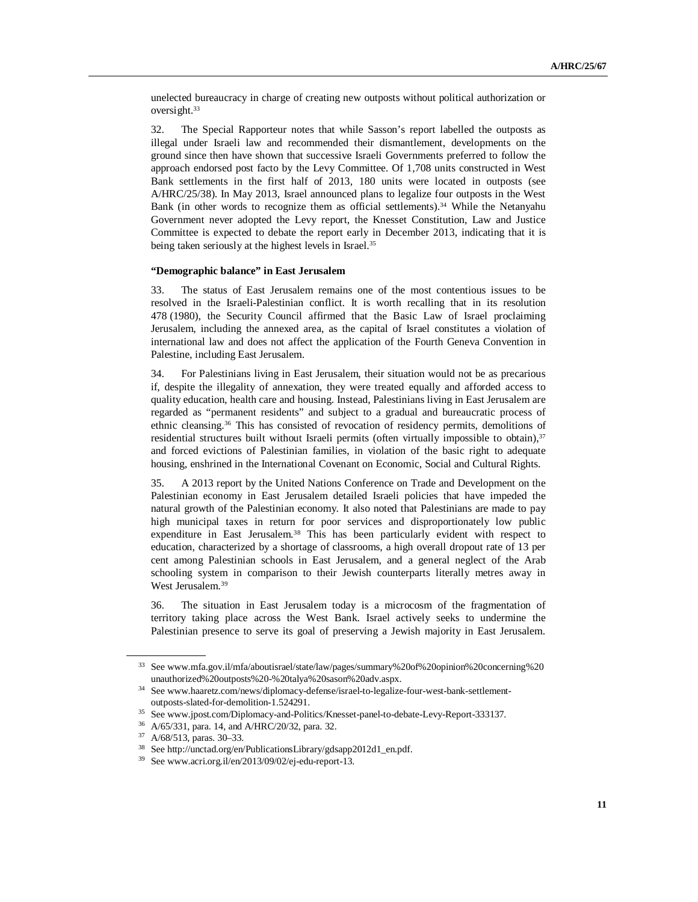unelected bureaucracy in charge of creating new outposts without political authorization or oversight.[33]

32. The Special Rapporteur notes that while Sasson's report labelled the outposts as illegal under Israeli law and recommended their dismantlement, developments on the ground since then have shown that successive Israeli Governments preferred to follow the approach endorsed post facto by the Levy Committee. Of 1,708 units constructed in West Bank settlements in the first half of 2013, 180 units were located in outposts (see A/HRC/25/38). In May 2013, Israel announced plans to legalize four outposts in the West Bank (in other words to recognize them as official settlements).[34] While the Netanyahu Government never adopted the Levy report, the Knesset Constitution, Law and Justice Committee is expected to debate the report early in December 2013, indicating that it is being taken seriously at the highest levels in Israel.[35]

**"Demographic balance" in East Jerusalem**

33. The status of East Jerusalem remains one of the most contentious issues to be resolved in the Israeli-Palestinian conflict. It is worth recalling that in its resolution 478 (1980), the Security Council affirmed that the Basic Law of Israel proclaiming Jerusalem, including the annexed area, as the capital of Israel constitutes a violation of international law and does not affect the application of the Fourth Geneva Convention in Palestine, including East Jerusalem.

34. For Palestinians living in East Jerusalem, their situation would not be as precarious if, despite the illegality of annexation, they were treated equally and afforded access to quality education, health care and housing. Instead, Palestinians living in East Jerusalem are regarded as "permanent residents" and subject to a gradual and bureaucratic process of ethnic cleansing.[36] This has consisted of revocation of residency permits, demolitions of residential structures built without Israeli permits (often virtually impossible to obtain),[37] and forced evictions of Palestinian families, in violation of the basic right to adequate housing, enshrined in the International Covenant on Economic, Social and Cultural Rights.

35. A 2013 report by the United Nations Conference on Trade and Development on the Palestinian economy in East Jerusalem detailed Israeli policies that have impeded the natural growth of the Palestinian economy. It also noted that Palestinians are made to pay high municipal taxes in return for poor services and disproportionately low public expenditure in East Jerusalem.[38] This has been particularly evident with respect to education, characterized by a shortage of classrooms, a high overall dropout rate of 13 per cent among Palestinian schools in East Jerusalem, and a general neglect of the Arab schooling system in comparison to their Jewish counterparts literally metres away in West Jerusalem.[39]

36. The situation in East Jerusalem today is a microcosm of the fragmentation of territory taking place across the West Bank. Israel actively seeks to undermine the Palestinian presence to serve its goal of preserving a Jewish majority in East Jerusalem.

---

[33] See www.mfa.gov.il/mfa/aboutisrael/state/law/pages/summary%20of%20opinion%20concerning%20unauthorized%20outposts%20-%20talya%20sason%20adv.aspx.

[34] See www.haaretz.com/news/diplomacy-defense/israel-to-legalize-four-west-bank-settlement-outposts-slated-for-demolition-1.524291.

[35] See www.jpost.com/Diplomacy-and-Politics/Knesset-panel-to-debate-Levy-Report-333137.

[36] A/65/331, para. 14, and A/HRC/20/32, para. 32.

[37] A/68/513, paras. 30–33.

[38] See http://unctad.org/en/PublicationsLibrary/gdsapp2012d1_en.pdf.

[39] See www.acri.org.il/en/2013/09/02/ej-edu-report-13.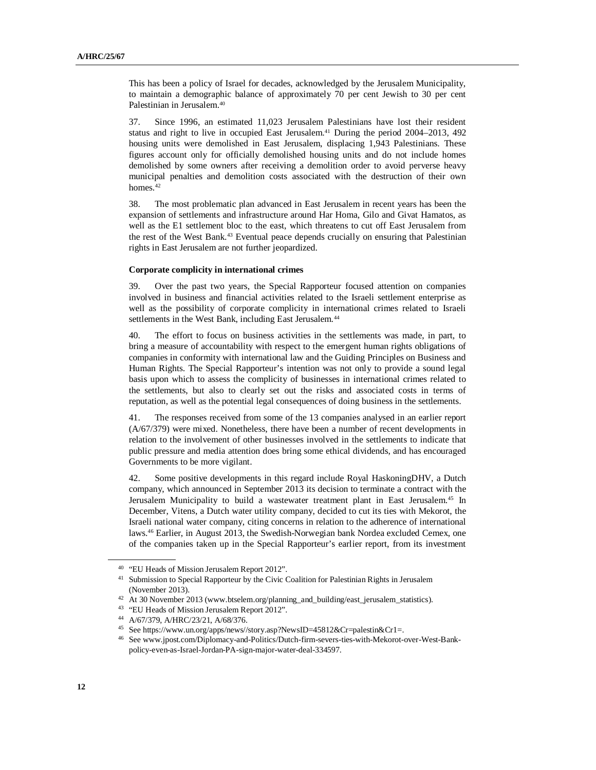This has been a policy of Israel for decades, acknowledged by the Jerusalem Municipality, to maintain a demographic balance of approximately 70 per cent Jewish to 30 per cent Palestinian in Jerusalem.[40]

37. Since 1996, an estimated 11,023 Jerusalem Palestinians have lost their resident status and right to live in occupied East Jerusalem.[41] During the period 2004–2013, 492 housing units were demolished in East Jerusalem, displacing 1,943 Palestinians. These figures account only for officially demolished housing units and do not include homes demolished by some owners after receiving a demolition order to avoid perverse heavy municipal penalties and demolition costs associated with the destruction of their own homes.[42]

38. The most problematic plan advanced in East Jerusalem in recent years has been the expansion of settlements and infrastructure around Har Homa, Gilo and Givat Hamatos, as well as the E1 settlement bloc to the east, which threatens to cut off East Jerusalem from the rest of the West Bank.[43] Eventual peace depends crucially on ensuring that Palestinian rights in East Jerusalem are not further jeopardized.

**Corporate complicity in international crimes**

39. Over the past two years, the Special Rapporteur focused attention on companies involved in business and financial activities related to the Israeli settlement enterprise as well as the possibility of corporate complicity in international crimes related to Israeli settlements in the West Bank, including East Jerusalem.[44]

40. The effort to focus on business activities in the settlements was made, in part, to bring a measure of accountability with respect to the emergent human rights obligations of companies in conformity with international law and the Guiding Principles on Business and Human Rights. The Special Rapporteur's intention was not only to provide a sound legal basis upon which to assess the complicity of businesses in international crimes related to the settlements, but also to clearly set out the risks and associated costs in terms of reputation, as well as the potential legal consequences of doing business in the settlements.

41. The responses received from some of the 13 companies analysed in an earlier report (A/67/379) were mixed. Nonetheless, there have been a number of recent developments in relation to the involvement of other businesses involved in the settlements to indicate that public pressure and media attention does bring some ethical dividends, and has encouraged Governments to be more vigilant.

42. Some positive developments in this regard include Royal HaskoningDHV, a Dutch company, which announced in September 2013 its decision to terminate a contract with the Jerusalem Municipality to build a wastewater treatment plant in East Jerusalem.[45] In December, Vitens, a Dutch water utility company, decided to cut its ties with Mekorot, the Israeli national water company, citing concerns in relation to the adherence of international laws.[46] Earlier, in August 2013, the Swedish-Norwegian bank Nordea excluded Cemex, one of the companies taken up in the Special Rapporteur's earlier report, from its investment

---

[40] "EU Heads of Mission Jerusalem Report 2012".

[41] Submission to Special Rapporteur by the Civic Coalition for Palestinian Rights in Jerusalem (November 2013).

[42] At 30 November 2013 (www.btselem.org/planning_and_building/east_jerusalem_statistics).

[43] "EU Heads of Mission Jerusalem Report 2012".

[44] A/67/379, A/HRC/23/21, A/68/376.

[45] See https://www.un.org/apps/news//story.asp?NewsID=45812&Cr=palestin&Cr1=.

[46] See www.jpost.com/Diplomacy-and-Politics/Dutch-firm-severs-ties-with-Mekorot-over-West-Bank-policy-even-as-Israel-Jordan-PA-sign-major-water-deal-334597.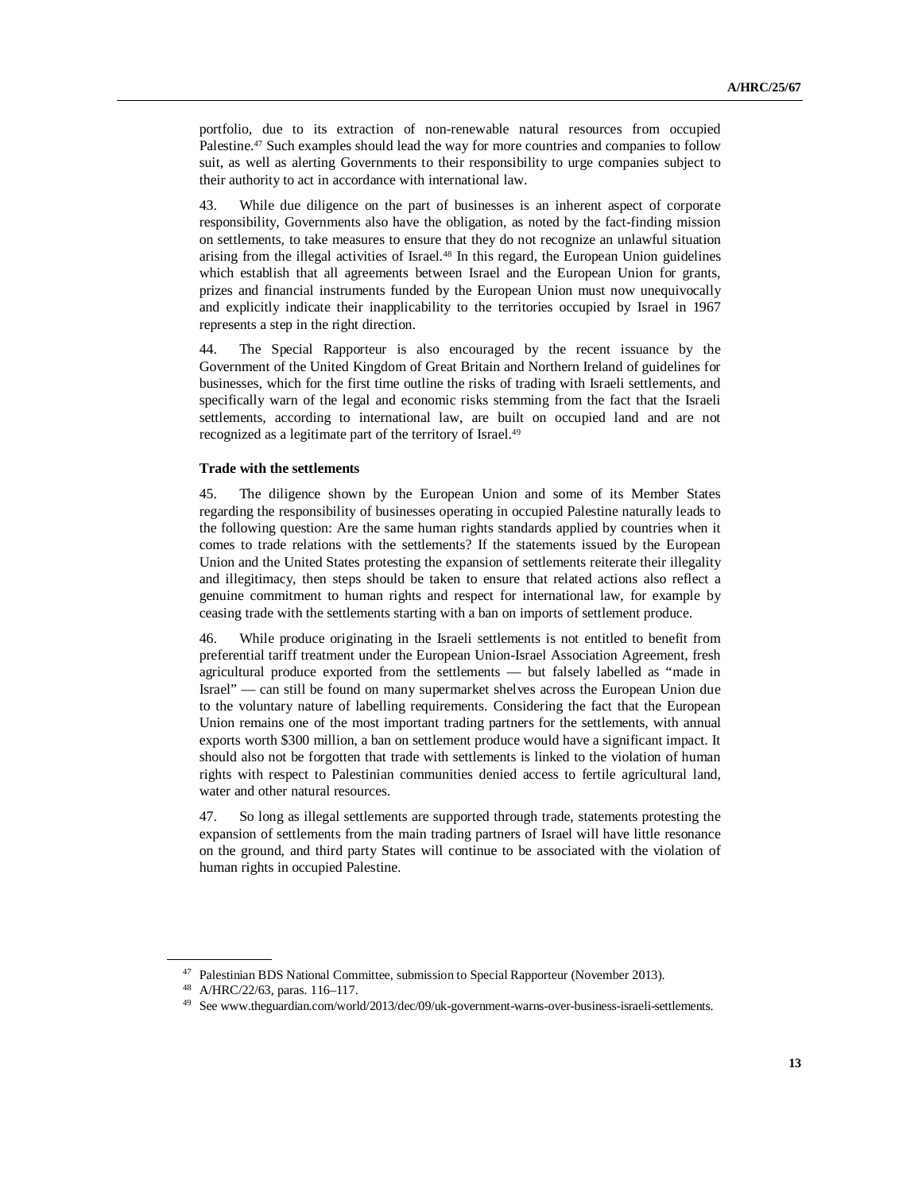portfolio, due to its extraction of non-renewable natural resources from occupied Palestine.[47] Such examples should lead the way for more countries and companies to follow suit, as well as alerting Governments to their responsibility to urge companies subject to their authority to act in accordance with international law.

43. While due diligence on the part of businesses is an inherent aspect of corporate responsibility, Governments also have the obligation, as noted by the fact-finding mission on settlements, to take measures to ensure that they do not recognize an unlawful situation arising from the illegal activities of Israel.[48] In this regard, the European Union guidelines which establish that all agreements between Israel and the European Union for grants, prizes and financial instruments funded by the European Union must now unequivocally and explicitly indicate their inapplicability to the territories occupied by Israel in 1967 represents a step in the right direction.

44. The Special Rapporteur is also encouraged by the recent issuance by the Government of the United Kingdom of Great Britain and Northern Ireland of guidelines for businesses, which for the first time outline the risks of trading with Israeli settlements, and specifically warn of the legal and economic risks stemming from the fact that the Israeli settlements, according to international law, are built on occupied land and are not recognized as a legitimate part of the territory of Israel.[49]

**Trade with the settlements**

45. The diligence shown by the European Union and some of its Member States regarding the responsibility of businesses operating in occupied Palestine naturally leads to the following question: Are the same human rights standards applied by countries when it comes to trade relations with the settlements? If the statements issued by the European Union and the United States protesting the expansion of settlements reiterate their illegality and illegitimacy, then steps should be taken to ensure that related actions also reflect a genuine commitment to human rights and respect for international law, for example by ceasing trade with the settlements starting with a ban on imports of settlement produce.

46. While produce originating in the Israeli settlements is not entitled to benefit from preferential tariff treatment under the European Union-Israel Association Agreement, fresh agricultural produce exported from the settlements — but falsely labelled as "made in Israel" — can still be found on many supermarket shelves across the European Union due to the voluntary nature of labelling requirements. Considering the fact that the European Union remains one of the most important trading partners for the settlements, with annual exports worth \$300 million, a ban on settlement produce would have a significant impact. It should also not be forgotten that trade with settlements is linked to the violation of human rights with respect to Palestinian communities denied access to fertile agricultural land, water and other natural resources.

47. So long as illegal settlements are supported through trade, statements protesting the expansion of settlements from the main trading partners of Israel will have little resonance on the ground, and third party States will continue to be associated with the violation of human rights in occupied Palestine.

---

[47] Palestinian BDS National Committee, submission to Special Rapporteur (November 2013).

[48] A/HRC/22/63, paras. 116–117.

[49] See www.theguardian.com/world/2013/dec/09/uk-government-warns-over-business-israeli-settlements.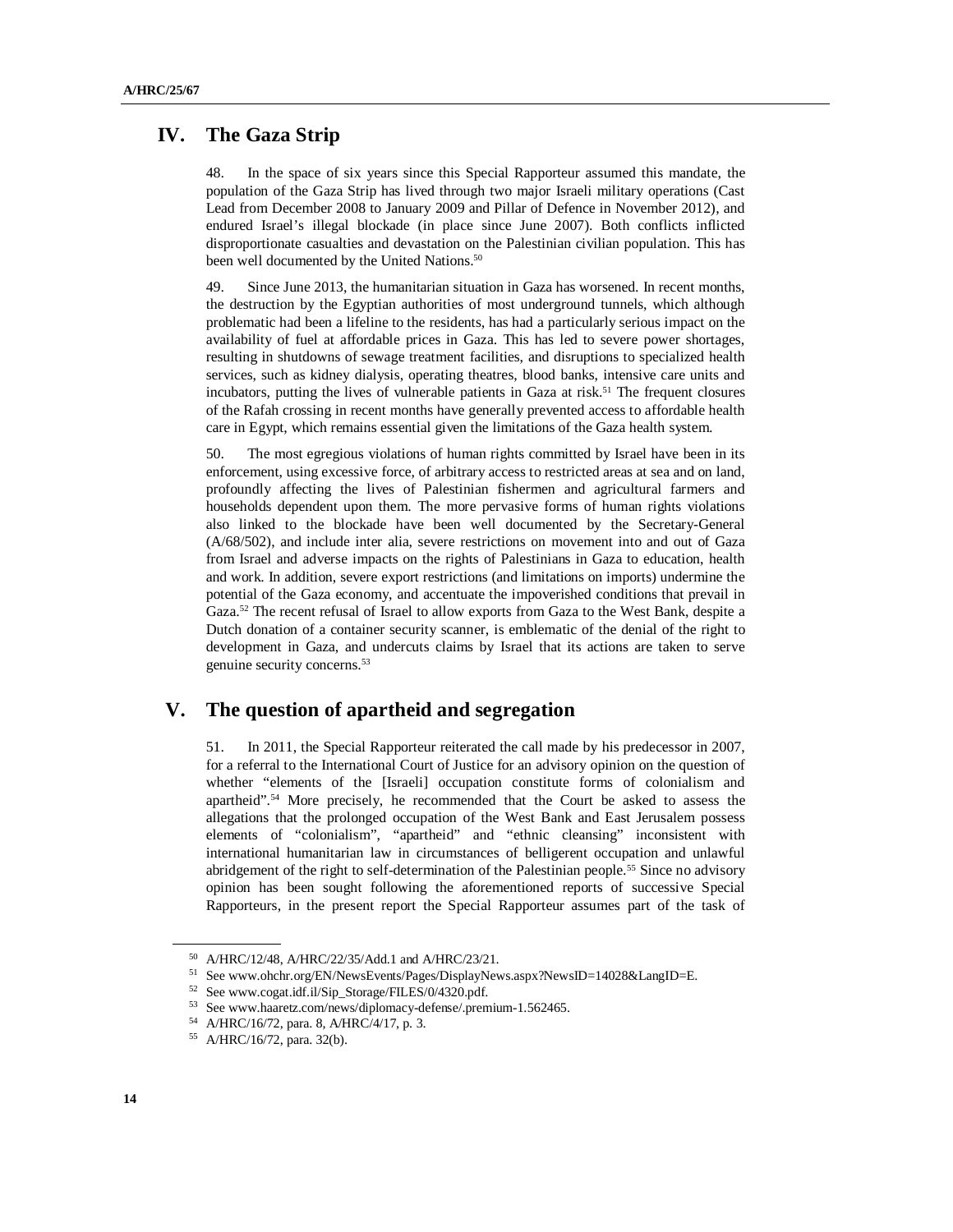## IV. The Gaza Strip

48. In the space of six years since this Special Rapporteur assumed this mandate, the population of the Gaza Strip has lived through two major Israeli military operations (Cast Lead from December 2008 to January 2009 and Pillar of Defence in November 2012), and endured Israel's illegal blockade (in place since June 2007). Both conflicts inflicted disproportionate casualties and devastation on the Palestinian civilian population. This has been well documented by the United Nations.[50]

49. Since June 2013, the humanitarian situation in Gaza has worsened. In recent months, the destruction by the Egyptian authorities of most underground tunnels, which although problematic had been a lifeline to the residents, has had a particularly serious impact on the availability of fuel at affordable prices in Gaza. This has led to severe power shortages, resulting in shutdowns of sewage treatment facilities, and disruptions to specialized health services, such as kidney dialysis, operating theatres, blood banks, intensive care units and incubators, putting the lives of vulnerable patients in Gaza at risk.[51] The frequent closures of the Rafah crossing in recent months have generally prevented access to affordable health care in Egypt, which remains essential given the limitations of the Gaza health system.

50. The most egregious violations of human rights committed by Israel have been in its enforcement, using excessive force, of arbitrary access to restricted areas at sea and on land, profoundly affecting the lives of Palestinian fishermen and agricultural farmers and households dependent upon them. The more pervasive forms of human rights violations also linked to the blockade have been well documented by the Secretary-General (A/68/502), and include inter alia, severe restrictions on movement into and out of Gaza from Israel and adverse impacts on the rights of Palestinians in Gaza to education, health and work. In addition, severe export restrictions (and limitations on imports) undermine the potential of the Gaza economy, and accentuate the impoverished conditions that prevail in Gaza.[52] The recent refusal of Israel to allow exports from Gaza to the West Bank, despite a Dutch donation of a container security scanner, is emblematic of the denial of the right to development in Gaza, and undercuts claims by Israel that its actions are taken to serve genuine security concerns.[53]

## V. The question of apartheid and segregation

51. In 2011, the Special Rapporteur reiterated the call made by his predecessor in 2007, for a referral to the International Court of Justice for an advisory opinion on the question of whether "elements of the [Israeli] occupation constitute forms of colonialism and apartheid".[54] More precisely, he recommended that the Court be asked to assess the allegations that the prolonged occupation of the West Bank and East Jerusalem possess elements of "colonialism", "apartheid" and "ethnic cleansing" inconsistent with international humanitarian law in circumstances of belligerent occupation and unlawful abridgement of the right to self-determination of the Palestinian people.[55] Since no advisory opinion has been sought following the aforementioned reports of successive Special Rapporteurs, in the present report the Special Rapporteur assumes part of the task of

---

[50] A/HRC/12/48, A/HRC/22/35/Add.1 and A/HRC/23/21.

[51] See www.ohchr.org/EN/NewsEvents/Pages/DisplayNews.aspx?NewsID=14028&LangID=E.

[52] See www.cogat.idf.il/Sip_Storage/FILES/0/4320.pdf.

[53] See www.haaretz.com/news/diplomacy-defense/.premium-1.562465.

[54] A/HRC/16/72, para. 8, A/HRC/4/17, p. 3.

[55] A/HRC/16/72, para. 32(b).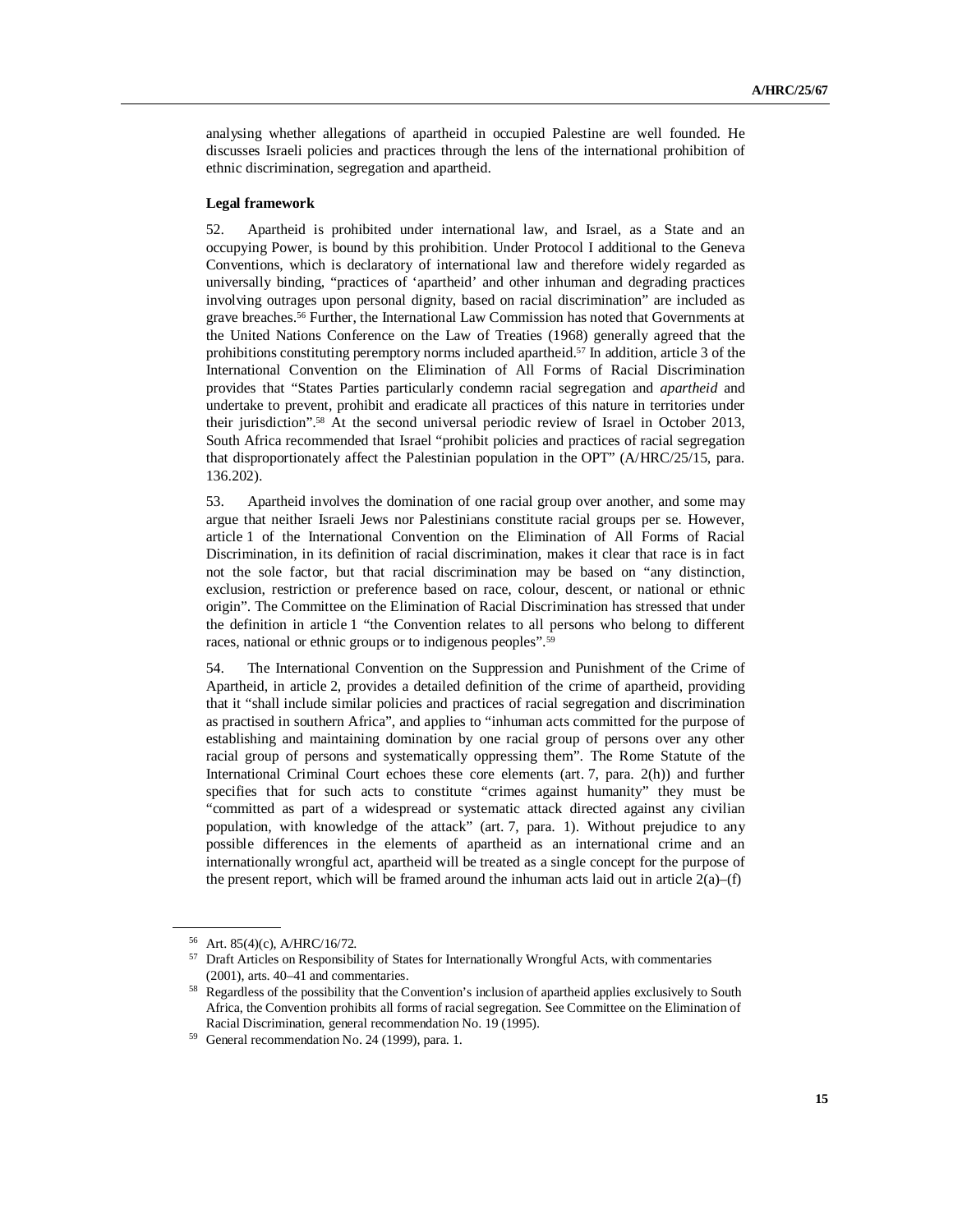analysing whether allegations of apartheid in occupied Palestine are well founded. He discusses Israeli policies and practices through the lens of the international prohibition of ethnic discrimination, segregation and apartheid.

**Legal framework**

52. Apartheid is prohibited under international law, and Israel, as a State and an occupying Power, is bound by this prohibition. Under Protocol I additional to the Geneva Conventions, which is declaratory of international law and therefore widely regarded as universally binding, "practices of 'apartheid' and other inhuman and degrading practices involving outrages upon personal dignity, based on racial discrimination" are included as grave breaches.[56] Further, the International Law Commission has noted that Governments at the United Nations Conference on the Law of Treaties (1968) generally agreed that the prohibitions constituting peremptory norms included apartheid.[57] In addition, article 3 of the International Convention on the Elimination of All Forms of Racial Discrimination provides that "States Parties particularly condemn racial segregation and *apartheid* and undertake to prevent, prohibit and eradicate all practices of this nature in territories under their jurisdiction".[58] At the second universal periodic review of Israel in October 2013, South Africa recommended that Israel "prohibit policies and practices of racial segregation that disproportionately affect the Palestinian population in the OPT" (A/HRC/25/15, para. 136.202).

53. Apartheid involves the domination of one racial group over another, and some may argue that neither Israeli Jews nor Palestinians constitute racial groups per se. However, article 1 of the International Convention on the Elimination of All Forms of Racial Discrimination, in its definition of racial discrimination, makes it clear that race is in fact not the sole factor, but that racial discrimination may be based on "any distinction, exclusion, restriction or preference based on race, colour, descent, or national or ethnic origin". The Committee on the Elimination of Racial Discrimination has stressed that under the definition in article 1 "the Convention relates to all persons who belong to different races, national or ethnic groups or to indigenous peoples".[59]

54. The International Convention on the Suppression and Punishment of the Crime of Apartheid, in article 2, provides a detailed definition of the crime of apartheid, providing that it "shall include similar policies and practices of racial segregation and discrimination as practised in southern Africa", and applies to "inhuman acts committed for the purpose of establishing and maintaining domination by one racial group of persons over any other racial group of persons and systematically oppressing them". The Rome Statute of the International Criminal Court echoes these core elements (art. 7, para. 2(h)) and further specifies that for such acts to constitute "crimes against humanity" they must be "committed as part of a widespread or systematic attack directed against any civilian population, with knowledge of the attack" (art. 7, para. 1). Without prejudice to any possible differences in the elements of apartheid as an international crime and an internationally wrongful act, apartheid will be treated as a single concept for the purpose of the present report, which will be framed around the inhuman acts laid out in article 2(a)–(f)

---

[56] Art. 85(4)(c), A/HRC/16/72.

[57] Draft Articles on Responsibility of States for Internationally Wrongful Acts, with commentaries (2001), arts. 40–41 and commentaries.

[58] Regardless of the possibility that the Convention's inclusion of apartheid applies exclusively to South Africa, the Convention prohibits all forms of racial segregation. See Committee on the Elimination of Racial Discrimination, general recommendation No. 19 (1995).

[59] General recommendation No. 24 (1999), para. 1.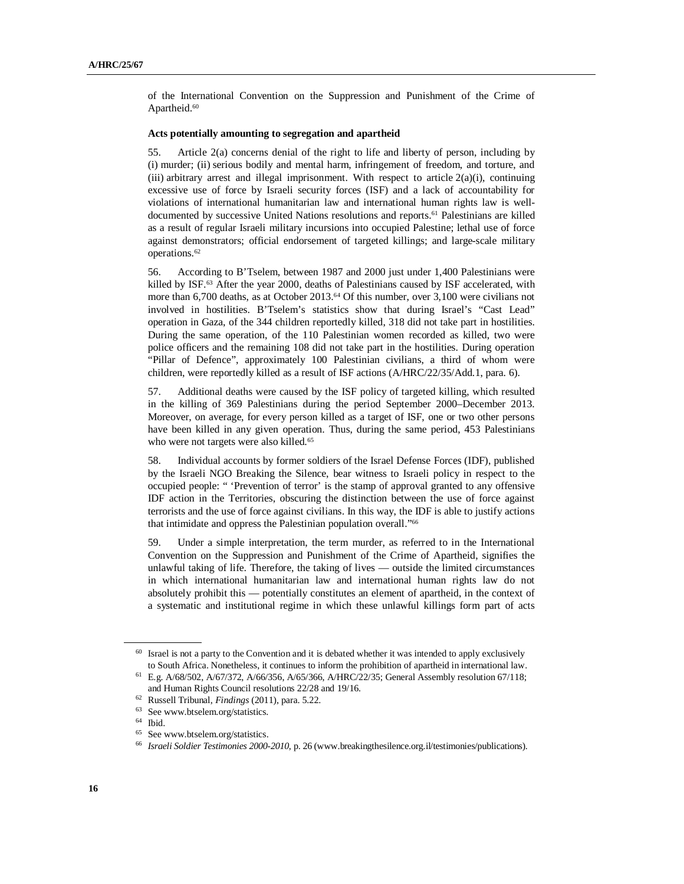of the International Convention on the Suppression and Punishment of the Crime of Apartheid.[60]

**Acts potentially amounting to segregation and apartheid**

55. Article 2(a) concerns denial of the right to life and liberty of person, including by (i) murder; (ii) serious bodily and mental harm, infringement of freedom, and torture, and (iii) arbitrary arrest and illegal imprisonment. With respect to article 2(a)(i), continuing excessive use of force by Israeli security forces (ISF) and a lack of accountability for violations of international humanitarian law and international human rights law is well-documented by successive United Nations resolutions and reports.[61] Palestinians are killed as a result of regular Israeli military incursions into occupied Palestine; lethal use of force against demonstrators; official endorsement of targeted killings; and large-scale military operations.[62]

56. According to B'Tselem, between 1987 and 2000 just under 1,400 Palestinians were killed by ISF.[63] After the year 2000, deaths of Palestinians caused by ISF accelerated, with more than 6,700 deaths, as at October 2013.[64] Of this number, over 3,100 were civilians not involved in hostilities. B'Tselem's statistics show that during Israel's "Cast Lead" operation in Gaza, of the 344 children reportedly killed, 318 did not take part in hostilities. During the same operation, of the 110 Palestinian women recorded as killed, two were police officers and the remaining 108 did not take part in the hostilities. During operation "Pillar of Defence", approximately 100 Palestinian civilians, a third of whom were children, were reportedly killed as a result of ISF actions (A/HRC/22/35/Add.1, para. 6).

57. Additional deaths were caused by the ISF policy of targeted killing, which resulted in the killing of 369 Palestinians during the period September 2000–December 2013. Moreover, on average, for every person killed as a target of ISF, one or two other persons have been killed in any given operation. Thus, during the same period, 453 Palestinians who were not targets were also killed.[65]

58. Individual accounts by former soldiers of the Israel Defense Forces (IDF), published by the Israeli NGO Breaking the Silence, bear witness to Israeli policy in respect to the occupied people: " 'Prevention of terror' is the stamp of approval granted to any offensive IDF action in the Territories, obscuring the distinction between the use of force against terrorists and the use of force against civilians. In this way, the IDF is able to justify actions that intimidate and oppress the Palestinian population overall."[66]

59. Under a simple interpretation, the term murder, as referred to in the International Convention on the Suppression and Punishment of the Crime of Apartheid, signifies the unlawful taking of life. Therefore, the taking of lives — outside the limited circumstances in which international humanitarian law and international human rights law do not absolutely prohibit this — potentially constitutes an element of apartheid, in the context of a systematic and institutional regime in which these unlawful killings form part of acts

---

[60] Israel is not a party to the Convention and it is debated whether it was intended to apply exclusively to South Africa. Nonetheless, it continues to inform the prohibition of apartheid in international law.

[61] E.g. A/68/502, A/67/372, A/66/356, A/65/366, A/HRC/22/35; General Assembly resolution 67/118; and Human Rights Council resolutions 22/28 and 19/16.

[62] Russell Tribunal, *Findings* (2011), para. 5.22.

[63] See www.btselem.org/statistics.

[64] Ibid.

[65] See www.btselem.org/statistics.

[66] *Israeli Soldier Testimonies 2000-2010*, p. 26 (www.breakingthesilence.org.il/testimonies/publications).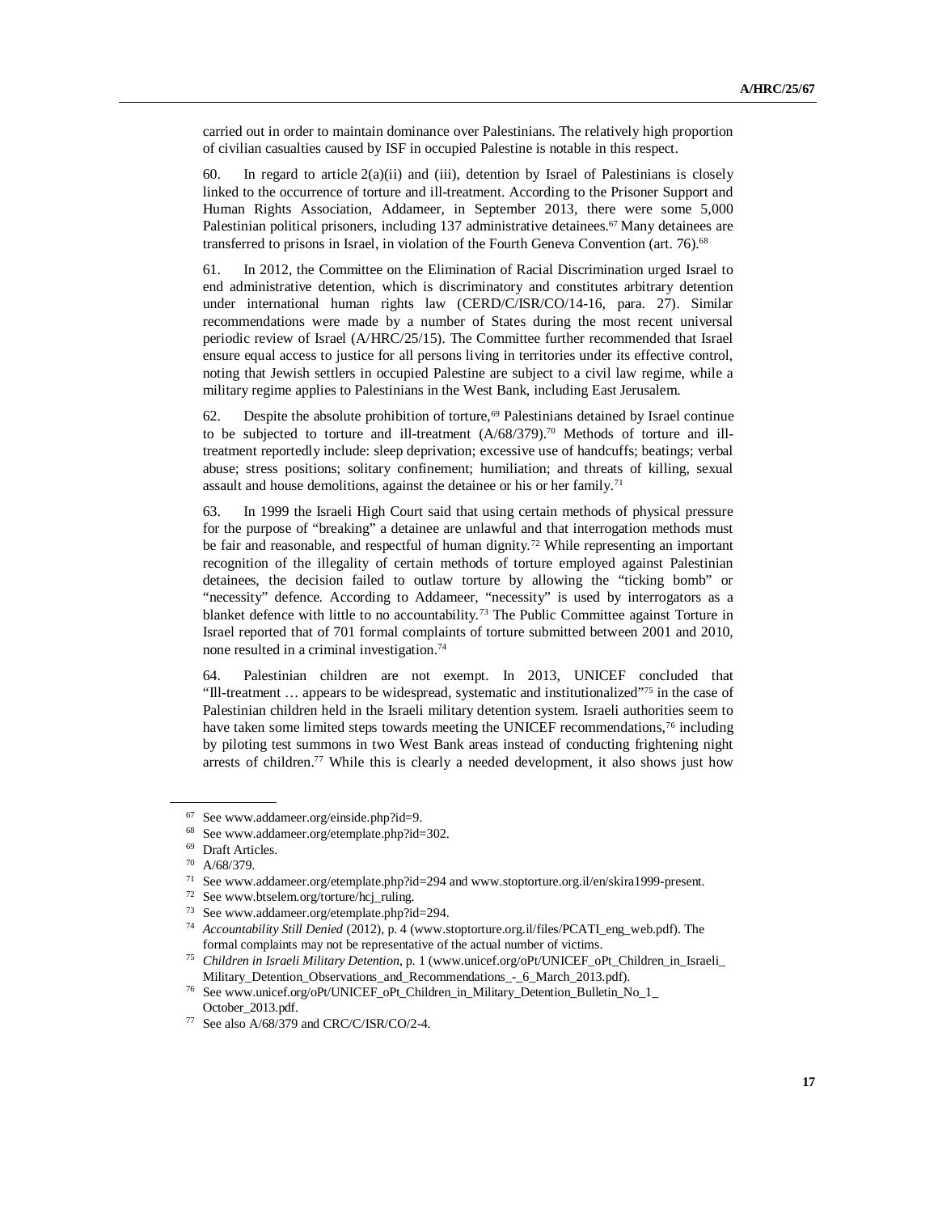carried out in order to maintain dominance over Palestinians. The relatively high proportion of civilian casualties caused by ISF in occupied Palestine is notable in this respect.

60. In regard to article 2(a)(ii) and (iii), detention by Israel of Palestinians is closely linked to the occurrence of torture and ill-treatment. According to the Prisoner Support and Human Rights Association, Addameer, in September 2013, there were some 5,000 Palestinian political prisoners, including 137 administrative detainees.[67] Many detainees are transferred to prisons in Israel, in violation of the Fourth Geneva Convention (art. 76).[68]

61. In 2012, the Committee on the Elimination of Racial Discrimination urged Israel to end administrative detention, which is discriminatory and constitutes arbitrary detention under international human rights law (CERD/C/ISR/CO/14-16, para. 27). Similar recommendations were made by a number of States during the most recent universal periodic review of Israel (A/HRC/25/15). The Committee further recommended that Israel ensure equal access to justice for all persons living in territories under its effective control, noting that Jewish settlers in occupied Palestine are subject to a civil law regime, while a military regime applies to Palestinians in the West Bank, including East Jerusalem.

62. Despite the absolute prohibition of torture,[69] Palestinians detained by Israel continue to be subjected to torture and ill-treatment (A/68/379).[70] Methods of torture and ill-treatment reportedly include: sleep deprivation; excessive use of handcuffs; beatings; verbal abuse; stress positions; solitary confinement; humiliation; and threats of killing, sexual assault and house demolitions, against the detainee or his or her family.[71]

63. In 1999 the Israeli High Court said that using certain methods of physical pressure for the purpose of "breaking" a detainee are unlawful and that interrogation methods must be fair and reasonable, and respectful of human dignity.[72] While representing an important recognition of the illegality of certain methods of torture employed against Palestinian detainees, the decision failed to outlaw torture by allowing the "ticking bomb" or "necessity" defence. According to Addameer, "necessity" is used by interrogators as a blanket defence with little to no accountability.[73] The Public Committee against Torture in Israel reported that of 701 formal complaints of torture submitted between 2001 and 2010, none resulted in a criminal investigation.[74]

64. Palestinian children are not exempt. In 2013, UNICEF concluded that "Ill-treatment … appears to be widespread, systematic and institutionalized"[75] in the case of Palestinian children held in the Israeli military detention system. Israeli authorities seem to have taken some limited steps towards meeting the UNICEF recommendations,[76] including by piloting test summons in two West Bank areas instead of conducting frightening night arrests of children.[77] While this is clearly a needed development, it also shows just how

---

[67] See www.addameer.org/einside.php?id=9.

[68] See www.addameer.org/etemplate.php?id=302.

[69] Draft Articles.

[70] A/68/379.

[71] See www.addameer.org/etemplate.php?id=294 and www.stoptorture.org.il/en/skira1999-present.

[72] See www.btselem.org/torture/hcj_ruling.

[73] See www.addameer.org/etemplate.php?id=294.

[74] *Accountability Still Denied* (2012), p. 4 (www.stoptorture.org.il/files/PCATI_eng_web.pdf). The formal complaints may not be representative of the actual number of victims.

[75] *Children in Israeli Military Detention*, p. 1 (www.unicef.org/oPt/UNICEF_oPt_Children_in_Israeli_Military_Detention_Observations_and_Recommendations_-_6_March_2013.pdf).

[76] See www.unicef.org/oPt/UNICEF_oPt_Children_in_Military_Detention_Bulletin_No_1_October_2013.pdf.

[77] See also A/68/379 and CRC/C/ISR/CO/2-4.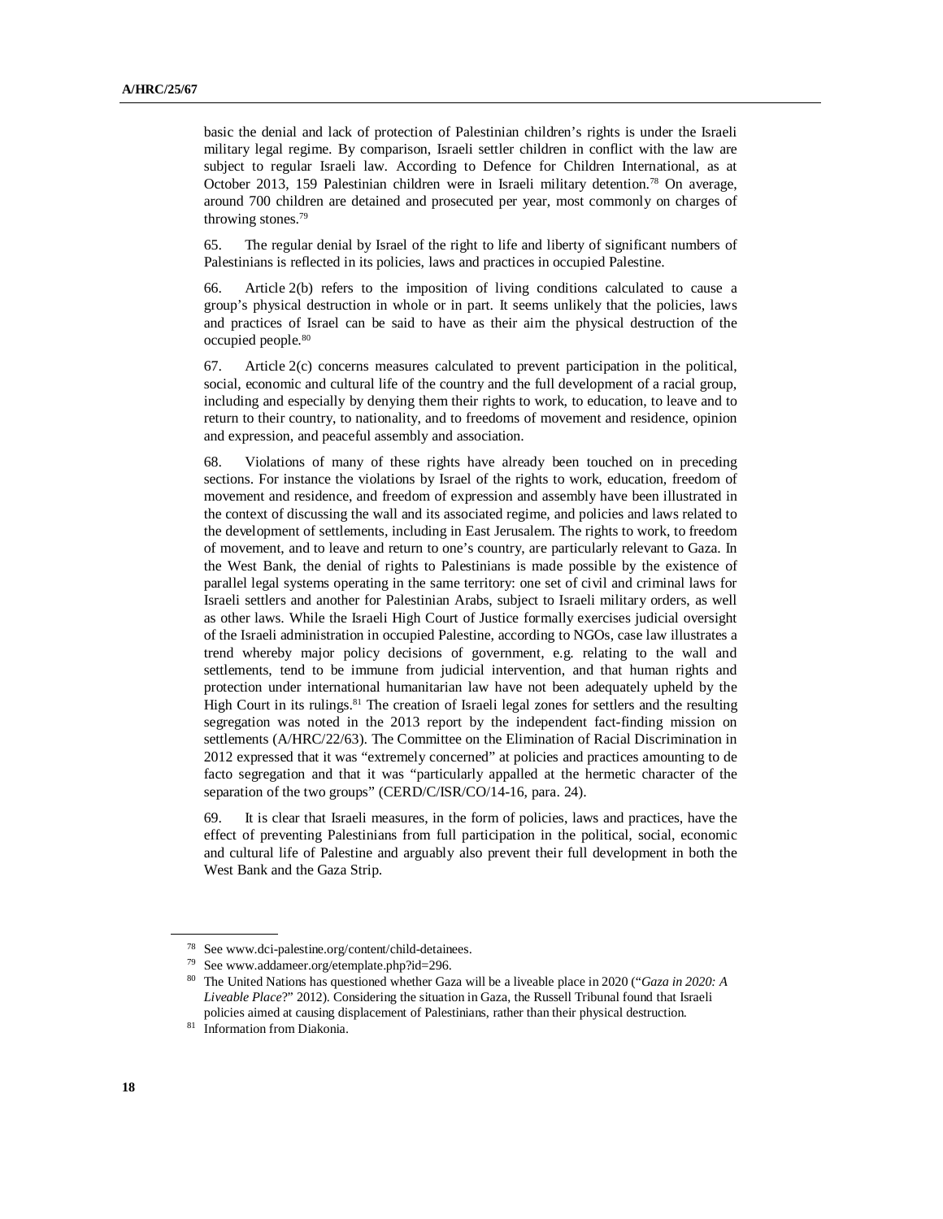basic the denial and lack of protection of Palestinian children's rights is under the Israeli military legal regime. By comparison, Israeli settler children in conflict with the law are subject to regular Israeli law. According to Defence for Children International, as at October 2013, 159 Palestinian children were in Israeli military detention.[78] On average, around 700 children are detained and prosecuted per year, most commonly on charges of throwing stones.[79]

65. The regular denial by Israel of the right to life and liberty of significant numbers of Palestinians is reflected in its policies, laws and practices in occupied Palestine.

66. Article 2(b) refers to the imposition of living conditions calculated to cause a group's physical destruction in whole or in part. It seems unlikely that the policies, laws and practices of Israel can be said to have as their aim the physical destruction of the occupied people.[80]

67. Article 2(c) concerns measures calculated to prevent participation in the political, social, economic and cultural life of the country and the full development of a racial group, including and especially by denying them their rights to work, to education, to leave and to return to their country, to nationality, and to freedoms of movement and residence, opinion and expression, and peaceful assembly and association.

68. Violations of many of these rights have already been touched on in preceding sections. For instance the violations by Israel of the rights to work, education, freedom of movement and residence, and freedom of expression and assembly have been illustrated in the context of discussing the wall and its associated regime, and policies and laws related to the development of settlements, including in East Jerusalem. The rights to work, to freedom of movement, and to leave and return to one's country, are particularly relevant to Gaza. In the West Bank, the denial of rights to Palestinians is made possible by the existence of parallel legal systems operating in the same territory: one set of civil and criminal laws for Israeli settlers and another for Palestinian Arabs, subject to Israeli military orders, as well as other laws. While the Israeli High Court of Justice formally exercises judicial oversight of the Israeli administration in occupied Palestine, according to NGOs, case law illustrates a trend whereby major policy decisions of government, e.g. relating to the wall and settlements, tend to be immune from judicial intervention, and that human rights and protection under international humanitarian law have not been adequately upheld by the High Court in its rulings.[81] The creation of Israeli legal zones for settlers and the resulting segregation was noted in the 2013 report by the independent fact-finding mission on settlements (A/HRC/22/63). The Committee on the Elimination of Racial Discrimination in 2012 expressed that it was "extremely concerned" at policies and practices amounting to de facto segregation and that it was "particularly appalled at the hermetic character of the separation of the two groups" (CERD/C/ISR/CO/14-16, para. 24).

69. It is clear that Israeli measures, in the form of policies, laws and practices, have the effect of preventing Palestinians from full participation in the political, social, economic and cultural life of Palestine and arguably also prevent their full development in both the West Bank and the Gaza Strip.

---

[78] See www.dci-palestine.org/content/child-detainees.

[79] See www.addameer.org/etemplate.php?id=296.

[80] The United Nations has questioned whether Gaza will be a liveable place in 2020 ("*Gaza in 2020: A Liveable Place*?" 2012). Considering the situation in Gaza, the Russell Tribunal found that Israeli policies aimed at causing displacement of Palestinians, rather than their physical destruction.

[81] Information from Diakonia.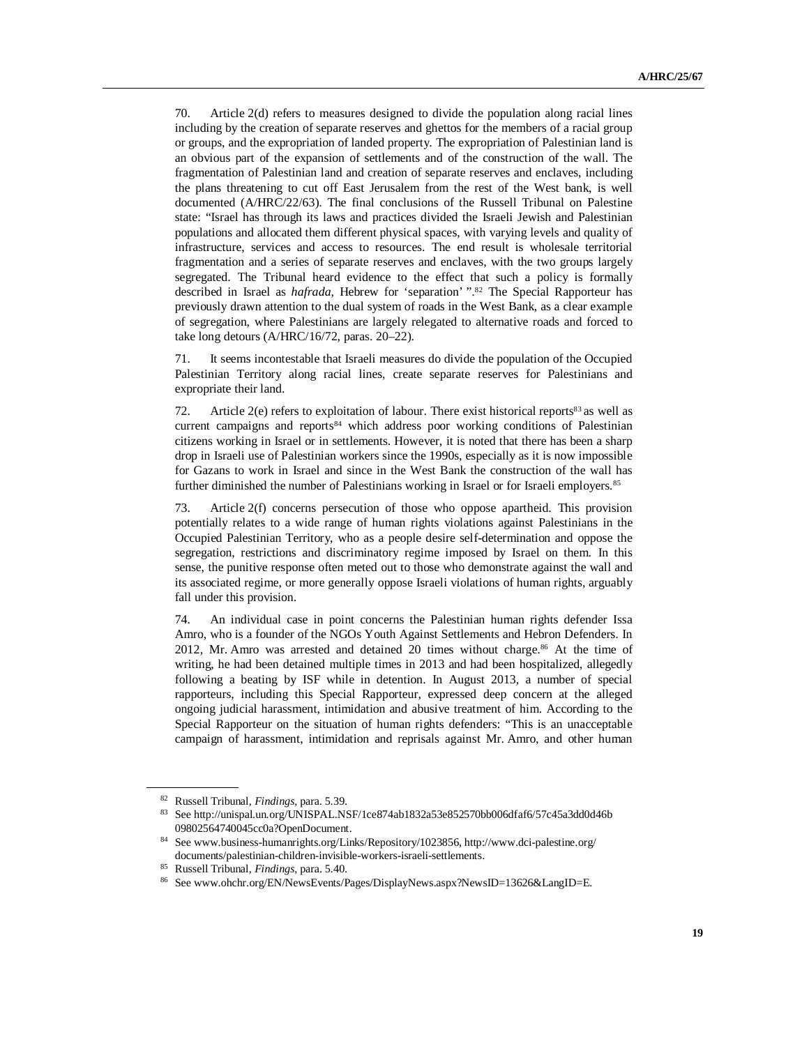70. Article 2(d) refers to measures designed to divide the population along racial lines including by the creation of separate reserves and ghettos for the members of a racial group or groups, and the expropriation of landed property. The expropriation of Palestinian land is an obvious part of the expansion of settlements and of the construction of the wall. The fragmentation of Palestinian land and creation of separate reserves and enclaves, including the plans threatening to cut off East Jerusalem from the rest of the West bank, is well documented (A/HRC/22/63). The final conclusions of the Russell Tribunal on Palestine state: "Israel has through its laws and practices divided the Israeli Jewish and Palestinian populations and allocated them different physical spaces, with varying levels and quality of infrastructure, services and access to resources. The end result is wholesale territorial fragmentation and a series of separate reserves and enclaves, with the two groups largely segregated. The Tribunal heard evidence to the effect that such a policy is formally described in Israel as *hafrada*, Hebrew for 'separation' ".[82] The Special Rapporteur has previously drawn attention to the dual system of roads in the West Bank, as a clear example of segregation, where Palestinians are largely relegated to alternative roads and forced to take long detours (A/HRC/16/72, paras. 20–22).

71. It seems incontestable that Israeli measures do divide the population of the Occupied Palestinian Territory along racial lines, create separate reserves for Palestinians and expropriate their land.

72. Article 2(e) refers to exploitation of labour. There exist historical reports[83] as well as current campaigns and reports[84] which address poor working conditions of Palestinian citizens working in Israel or in settlements. However, it is noted that there has been a sharp drop in Israeli use of Palestinian workers since the 1990s, especially as it is now impossible for Gazans to work in Israel and since in the West Bank the construction of the wall has further diminished the number of Palestinians working in Israel or for Israeli employers.[85]

73. Article 2(f) concerns persecution of those who oppose apartheid. This provision potentially relates to a wide range of human rights violations against Palestinians in the Occupied Palestinian Territory, who as a people desire self-determination and oppose the segregation, restrictions and discriminatory regime imposed by Israel on them. In this sense, the punitive response often meted out to those who demonstrate against the wall and its associated regime, or more generally oppose Israeli violations of human rights, arguably fall under this provision.

74. An individual case in point concerns the Palestinian human rights defender Issa Amro, who is a founder of the NGOs Youth Against Settlements and Hebron Defenders. In 2012, Mr. Amro was arrested and detained 20 times without charge.[86] At the time of writing, he had been detained multiple times in 2013 and had been hospitalized, allegedly following a beating by ISF while in detention. In August 2013, a number of special rapporteurs, including this Special Rapporteur, expressed deep concern at the alleged ongoing judicial harassment, intimidation and abusive treatment of him. According to the Special Rapporteur on the situation of human rights defenders: "This is an unacceptable campaign of harassment, intimidation and reprisals against Mr. Amro, and other human

---

[82] Russell Tribunal, *Findings*, para. 5.39.

[83] See http://unispal.un.org/UNISPAL.NSF/1ce874ab1832a53e852570bb006dfaf6/57c45a3dd0d46b09802564740045cc0a?OpenDocument.

[84] See www.business-humanrights.org/Links/Repository/1023856, http://www.dci-palestine.org/documents/palestinian-children-invisible-workers-israeli-settlements.

[85] Russell Tribunal, *Findings*, para. 5.40.

[86] See www.ohchr.org/EN/NewsEvents/Pages/DisplayNews.aspx?NewsID=13626&LangID=E.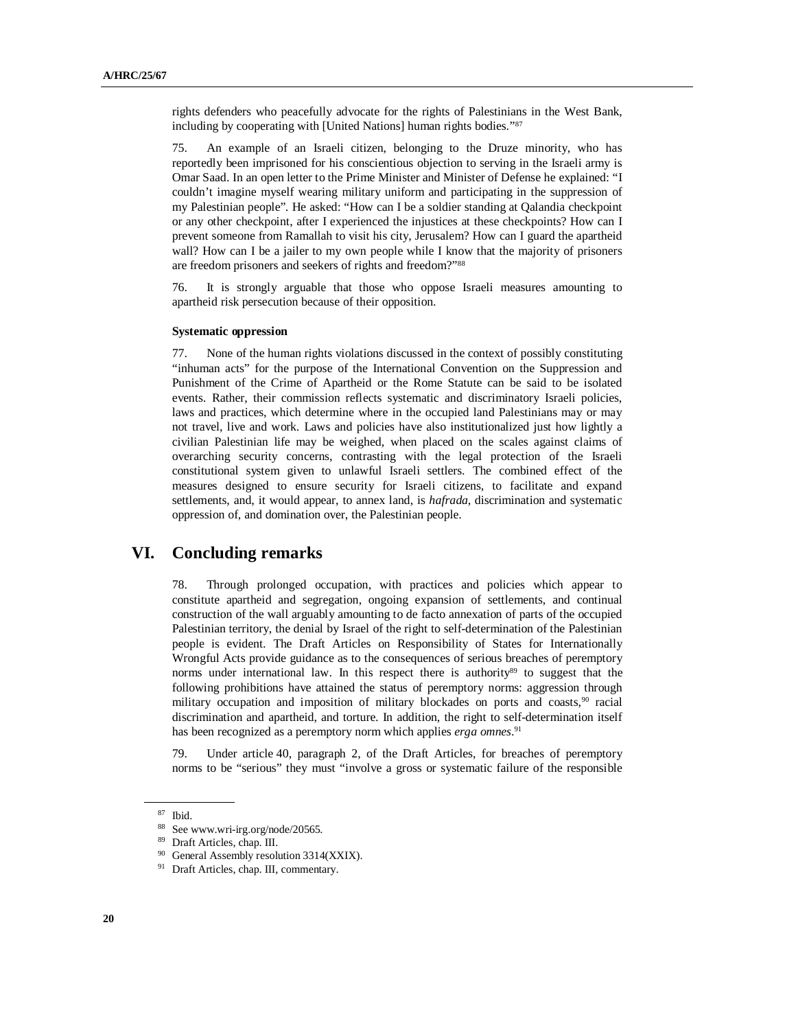rights defenders who peacefully advocate for the rights of Palestinians in the West Bank, including by cooperating with [United Nations] human rights bodies."[87]

75. An example of an Israeli citizen, belonging to the Druze minority, who has reportedly been imprisoned for his conscientious objection to serving in the Israeli army is Omar Saad. In an open letter to the Prime Minister and Minister of Defense he explained: "I couldn't imagine myself wearing military uniform and participating in the suppression of my Palestinian people". He asked: "How can I be a soldier standing at Qalandia checkpoint or any other checkpoint, after I experienced the injustices at these checkpoints? How can I prevent someone from Ramallah to visit his city, Jerusalem? How can I guard the apartheid wall? How can I be a jailer to my own people while I know that the majority of prisoners are freedom prisoners and seekers of rights and freedom?"[88]

76. It is strongly arguable that those who oppose Israeli measures amounting to apartheid risk persecution because of their opposition.

#### Systematic oppression

77. None of the human rights violations discussed in the context of possibly constituting "inhuman acts" for the purpose of the International Convention on the Suppression and Punishment of the Crime of Apartheid or the Rome Statute can be said to be isolated events. Rather, their commission reflects systematic and discriminatory Israeli policies, laws and practices, which determine where in the occupied land Palestinians may or may not travel, live and work. Laws and policies have also institutionalized just how lightly a civilian Palestinian life may be weighed, when placed on the scales against claims of overarching security concerns, contrasting with the legal protection of the Israeli constitutional system given to unlawful Israeli settlers. The combined effect of the measures designed to ensure security for Israeli citizens, to facilitate and expand settlements, and, it would appear, to annex land, is *hafrada*, discrimination and systematic oppression of, and domination over, the Palestinian people.

## VI. Concluding remarks

78. Through prolonged occupation, with practices and policies which appear to constitute apartheid and segregation, ongoing expansion of settlements, and continual construction of the wall arguably amounting to de facto annexation of parts of the occupied Palestinian territory, the denial by Israel of the right to self-determination of the Palestinian people is evident. The Draft Articles on Responsibility of States for Internationally Wrongful Acts provide guidance as to the consequences of serious breaches of peremptory norms under international law. In this respect there is authority[89] to suggest that the following prohibitions have attained the status of peremptory norms: aggression through military occupation and imposition of military blockades on ports and coasts,[90] racial discrimination and apartheid, and torture. In addition, the right to self-determination itself has been recognized as a peremptory norm which applies *erga omnes*.[91]

79. Under article 40, paragraph 2, of the Draft Articles, for breaches of peremptory norms to be "serious" they must "involve a gross or systematic failure of the responsible

---

[87] Ibid.

[88] See www.wri-irg.org/node/20565.

[89] Draft Articles, chap. III.

[90] General Assembly resolution 3314(XXIX).

[91] Draft Articles, chap. III, commentary.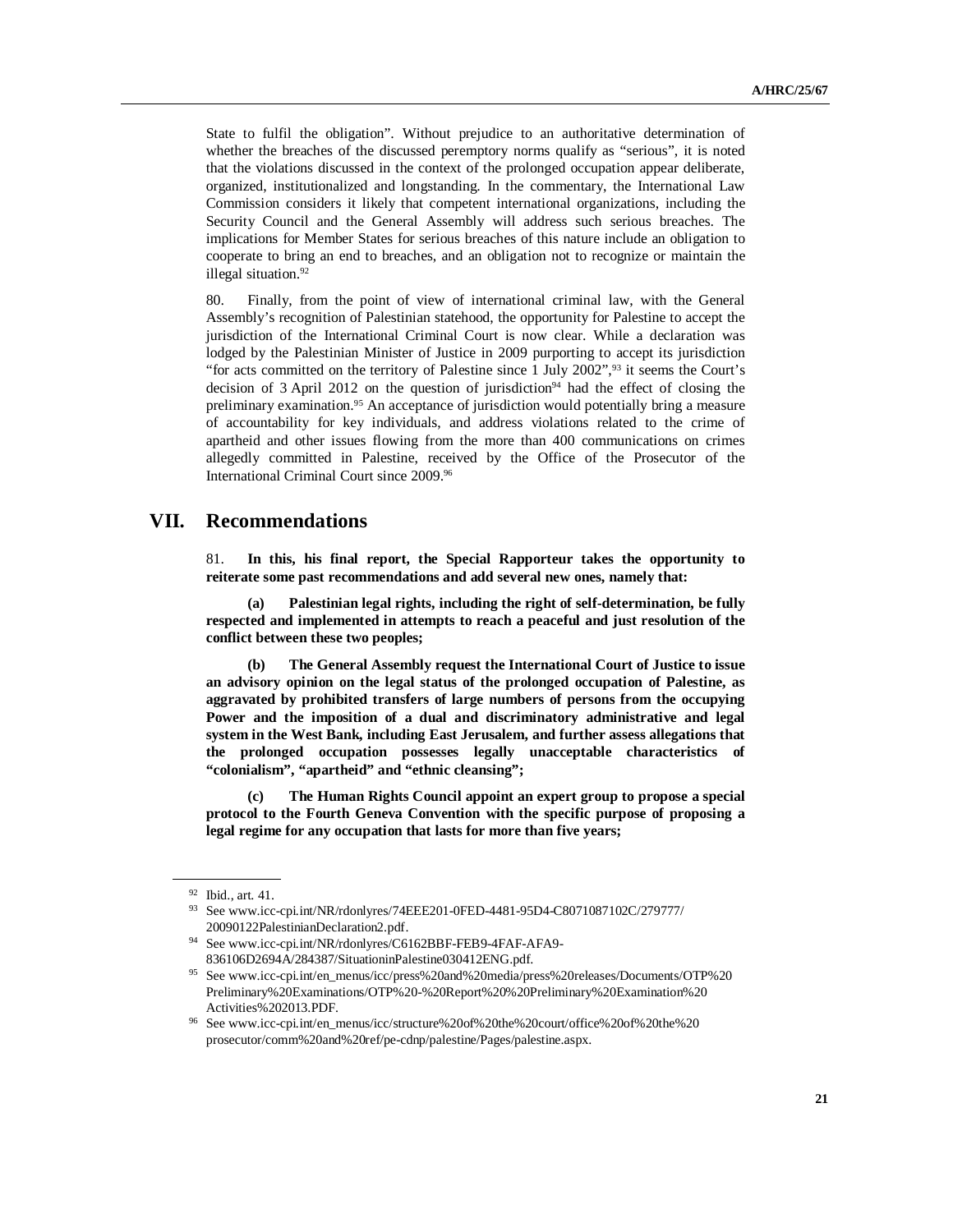State to fulfil the obligation". Without prejudice to an authoritative determination of whether the breaches of the discussed peremptory norms qualify as "serious", it is noted that the violations discussed in the context of the prolonged occupation appear deliberate, organized, institutionalized and longstanding. In the commentary, the International Law Commission considers it likely that competent international organizations, including the Security Council and the General Assembly will address such serious breaches. The implications for Member States for serious breaches of this nature include an obligation to cooperate to bring an end to breaches, and an obligation not to recognize or maintain the illegal situation.[92]

80. Finally, from the point of view of international criminal law, with the General Assembly's recognition of Palestinian statehood, the opportunity for Palestine to accept the jurisdiction of the International Criminal Court is now clear. While a declaration was lodged by the Palestinian Minister of Justice in 2009 purporting to accept its jurisdiction "for acts committed on the territory of Palestine since 1 July 2002",[93] it seems the Court's decision of 3 April 2012 on the question of jurisdiction[94] had the effect of closing the preliminary examination.[95] An acceptance of jurisdiction would potentially bring a measure of accountability for key individuals, and address violations related to the crime of apartheid and other issues flowing from the more than 400 communications on crimes allegedly committed in Palestine, received by the Office of the Prosecutor of the International Criminal Court since 2009.[96]

# VII. Recommendations

81. **In this, his final report, the Special Rapporteur takes the opportunity to reiterate some past recommendations and add several new ones, namely that:**

**(a) Palestinian legal rights, including the right of self-determination, be fully respected and implemented in attempts to reach a peaceful and just resolution of the conflict between these two peoples;**

**(b) The General Assembly request the International Court of Justice to issue an advisory opinion on the legal status of the prolonged occupation of Palestine, as aggravated by prohibited transfers of large numbers of persons from the occupying Power and the imposition of a dual and discriminatory administrative and legal system in the West Bank, including East Jerusalem, and further assess allegations that the prolonged occupation possesses legally unacceptable characteristics of "colonialism", "apartheid" and "ethnic cleansing";**

**(c) The Human Rights Council appoint an expert group to propose a special protocol to the Fourth Geneva Convention with the specific purpose of proposing a legal regime for any occupation that lasts for more than five years;**

---

[92] Ibid., art. 41.

[93] See www.icc-cpi.int/NR/rdonlyres/74EEE201-0FED-4481-95D4-C8071087102C/279777/20090122PalestinianDeclaration2.pdf.

[94] See www.icc-cpi.int/NR/rdonlyres/C6162BBF-FEB9-4FAF-AFA9-836106D2694A/284387/SituationinPalestine030412ENG.pdf.

[95] See www.icc-cpi.int/en_menus/icc/press%20and%20media/press%20releases/Documents/OTP%20Preliminary%20Examinations/OTP%20-%20Report%20%20Preliminary%20Examination%20Activities%202013.PDF.

[96] See www.icc-cpi.int/en_menus/icc/structure%20of%20the%20court/office%20of%20the%20prosecutor/comm%20and%20ref/pe-cdnp/palestine/Pages/palestine.aspx.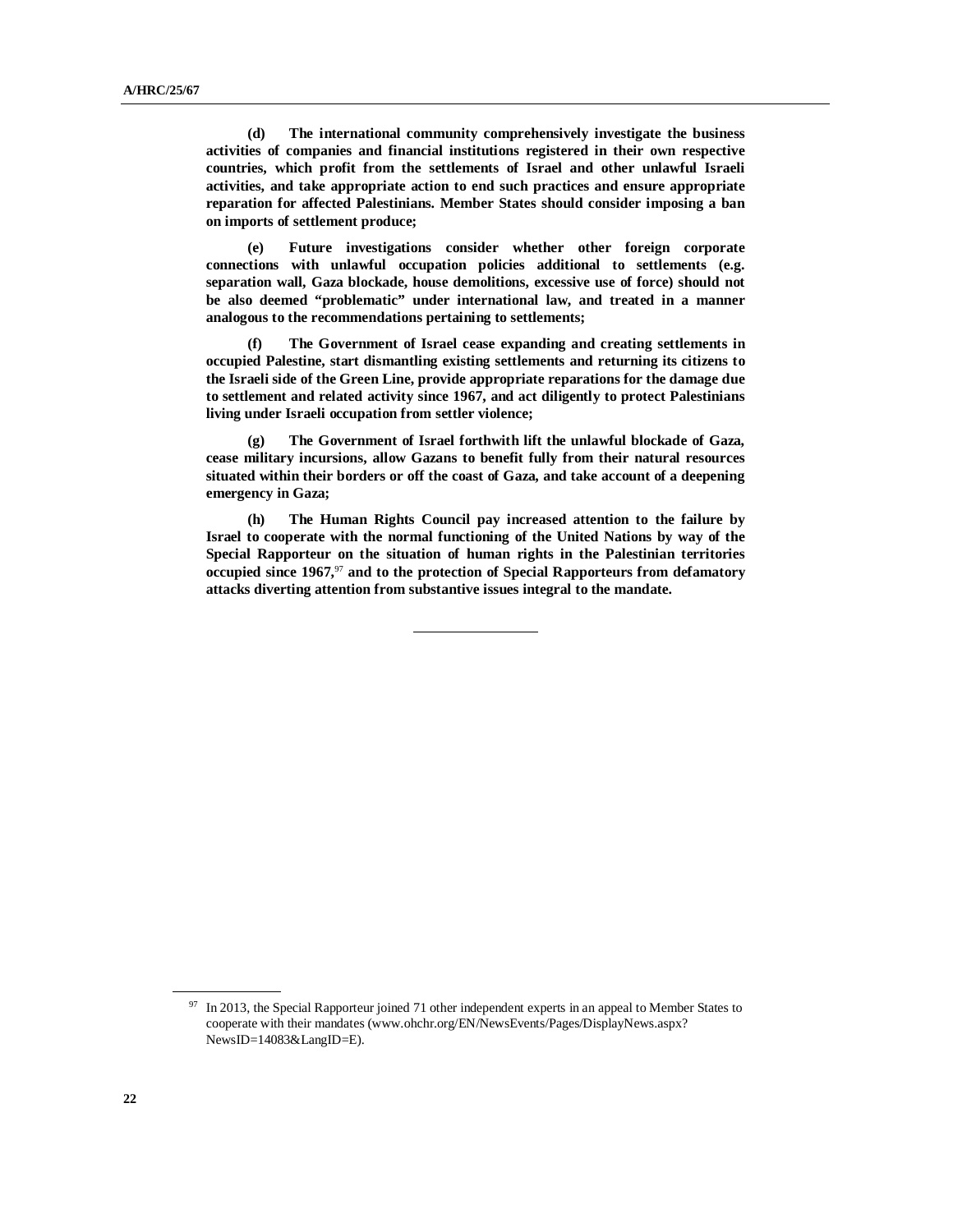**(d) The international community comprehensively investigate the business activities of companies and financial institutions registered in their own respective countries, which profit from the settlements of Israel and other unlawful Israeli activities, and take appropriate action to end such practices and ensure appropriate reparation for affected Palestinians. Member States should consider imposing a ban on imports of settlement produce;**

**(e) Future investigations consider whether other foreign corporate connections with unlawful occupation policies additional to settlements (e.g. separation wall, Gaza blockade, house demolitions, excessive use of force) should not be also deemed "problematic" under international law, and treated in a manner analogous to the recommendations pertaining to settlements;**

**(f) The Government of Israel cease expanding and creating settlements in occupied Palestine, start dismantling existing settlements and returning its citizens to the Israeli side of the Green Line, provide appropriate reparations for the damage due to settlement and related activity since 1967, and act diligently to protect Palestinians living under Israeli occupation from settler violence;**

**(g) The Government of Israel forthwith lift the unlawful blockade of Gaza, cease military incursions, allow Gazans to benefit fully from their natural resources situated within their borders or off the coast of Gaza, and take account of a deepening emergency in Gaza;**

**(h) The Human Rights Council pay increased attention to the failure by Israel to cooperate with the normal functioning of the United Nations by way of the Special Rapporteur on the situation of human rights in the Palestinian territories occupied since 1967,**[97] **and to the protection of Special Rapporteurs from defamatory attacks diverting attention from substantive issues integral to the mandate.**

---

[97] In 2013, the Special Rapporteur joined 71 other independent experts in an appeal to Member States to cooperate with their mandates (www.ohchr.org/EN/NewsEvents/Pages/DisplayNews.aspx?NewsID=14083&LangID=E).